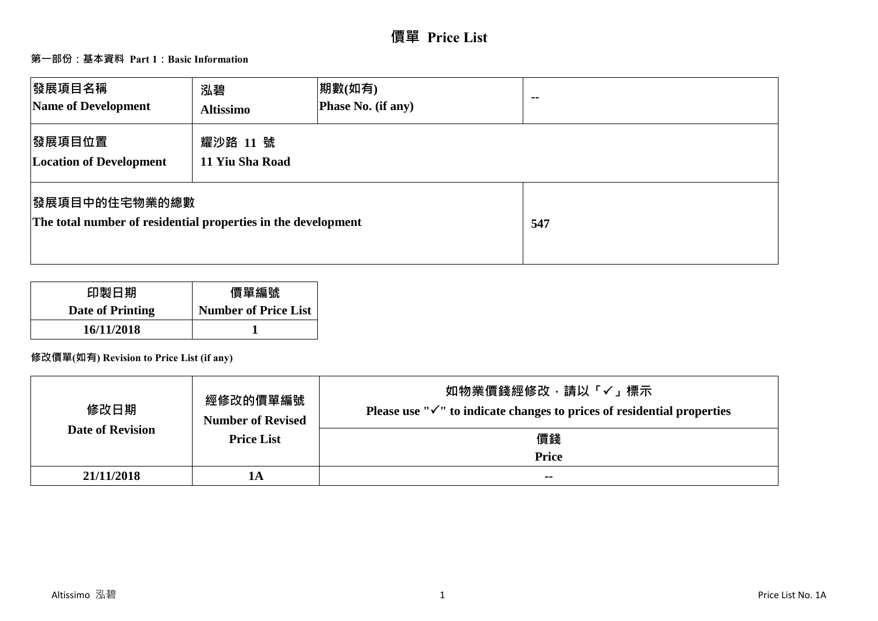# 價單 Price List

## 第一部份：基本資料 Part 1：Basic Information

| 發展項目名稱<br>Name of Development | 泓碧<br>Altissimo | 期數(如有)<br>Phase No. (if any) | -- |
|---|---|---|---|
| 發展項目位置<br>Location of Development | 耀沙路 11 號<br>11 Yiu Sha Road | | |
| 發展項目中的住宅物業的總數<br>The total number of residential properties in the development | | | 547 |

| 印製日期<br>Date of Printing | 價單編號<br>Number of Price List |
|---|---|
| 16/11/2018 | 1 |

### 修改價單(如有) Revision to Price List (if any)

| 修改日期<br>Date of Revision | 經修改的價單編號<br>Number of Revised Price List | 如物業價錢經修改，請以「✓」標示<br>Please use "✓" to indicate changes to prices of residential properties |
|---|---|---|
| | | 價錢<br>Price |
| 21/11/2018 | 1A | -- |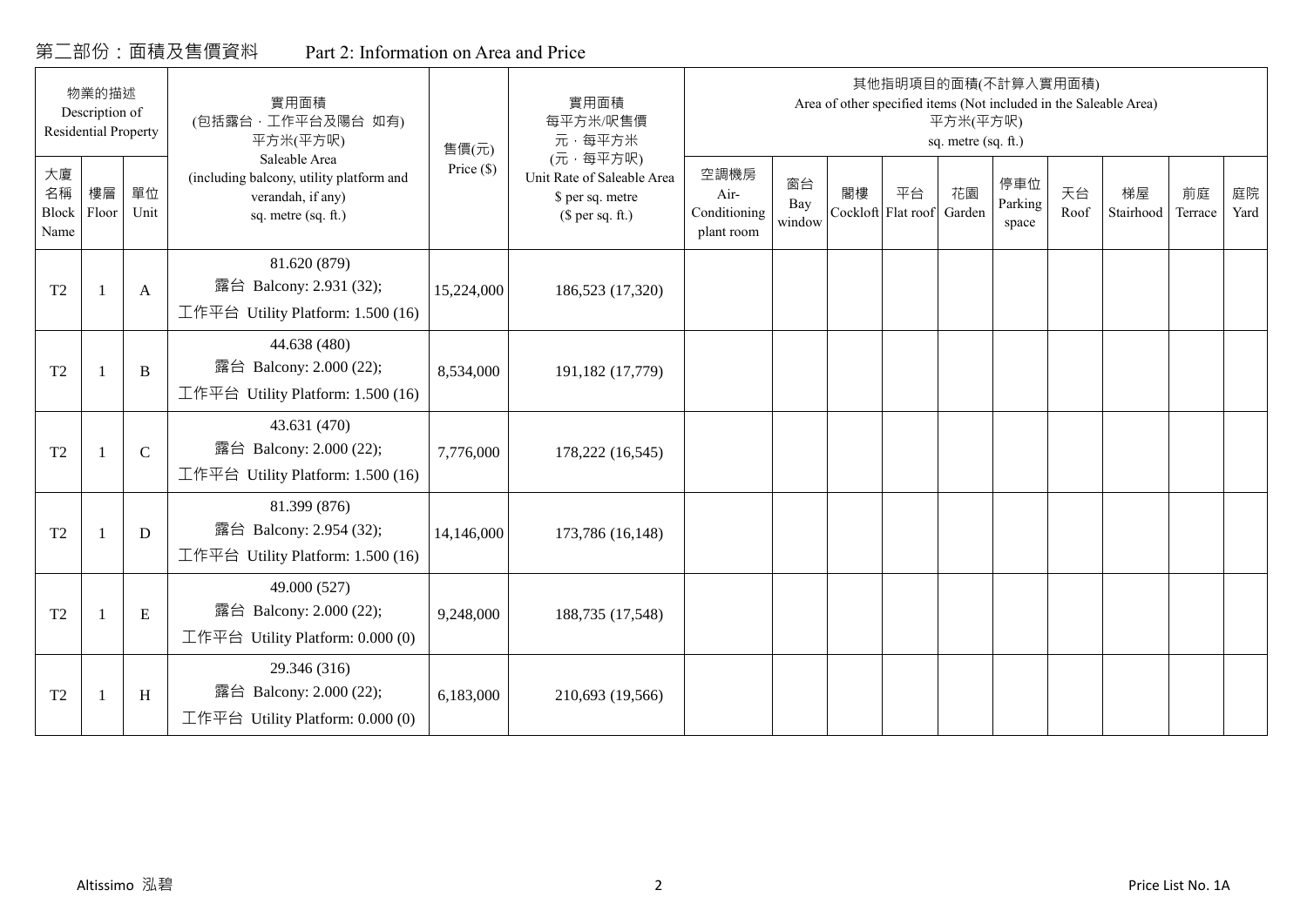## 第二部份：面積及售價資料　　Part 2: Information on Area and Price

| 物業的描述 Description of Residential Property | | | 實用面積 (包括露台，工作平台及陽台 如有) 平方米(平方呎) Saleable Area (including balcony, utility platform and verandah, if any) sq. metre (sq. ft.) | 售價(元) Price ($) | 實用面積 每平方米/呎售價 元，每平方米 (元，每平方呎) Unit Rate of Saleable Area $ per sq. metre ($ per sq. ft.) | 其他指明項目的面積(不計算入實用面積) Area of other specified items (Not included in the Saleable Area) 平方米(平方呎) sq. metre (sq. ft.) | | | | | | | | | |
|---|---|---|---|---|---|---|---|---|---|---|---|---|---|---|---|
| 大廈名稱 Block Name | 樓層 Floor | 單位 Unit | | | | 空調機房 Air-Conditioning plant room | 窗台 Bay window | 閣樓 Cockloft | 平台 Flat roof | 花園 Garden | 停車位 Parking space | 天台 Roof | 梯屋 Stairhood | 前庭 Terrace | 庭院 Yard |
| T2 | 1 | A | 81.620 (879) 露台 Balcony: 2.931 (32); 工作平台 Utility Platform: 1.500 (16) | 15,224,000 | 186,523 (17,320) | | | | | | | | | | |
| T2 | 1 | B | 44.638 (480) 露台 Balcony: 2.000 (22); 工作平台 Utility Platform: 1.500 (16) | 8,534,000 | 191,182 (17,779) | | | | | | | | | | |
| T2 | 1 | C | 43.631 (470) 露台 Balcony: 2.000 (22); 工作平台 Utility Platform: 1.500 (16) | 7,776,000 | 178,222 (16,545) | | | | | | | | | | |
| T2 | 1 | D | 81.399 (876) 露台 Balcony: 2.954 (32); 工作平台 Utility Platform: 1.500 (16) | 14,146,000 | 173,786 (16,148) | | | | | | | | | | |
| T2 | 1 | E | 49.000 (527) 露台 Balcony: 2.000 (22); 工作平台 Utility Platform: 0.000 (0) | 9,248,000 | 188,735 (17,548) | | | | | | | | | | |
| T2 | 1 | H | 29.346 (316) 露台 Balcony: 2.000 (22); 工作平台 Utility Platform: 0.000 (0) | 6,183,000 | 210,693 (19,566) | | | | | | | | | | |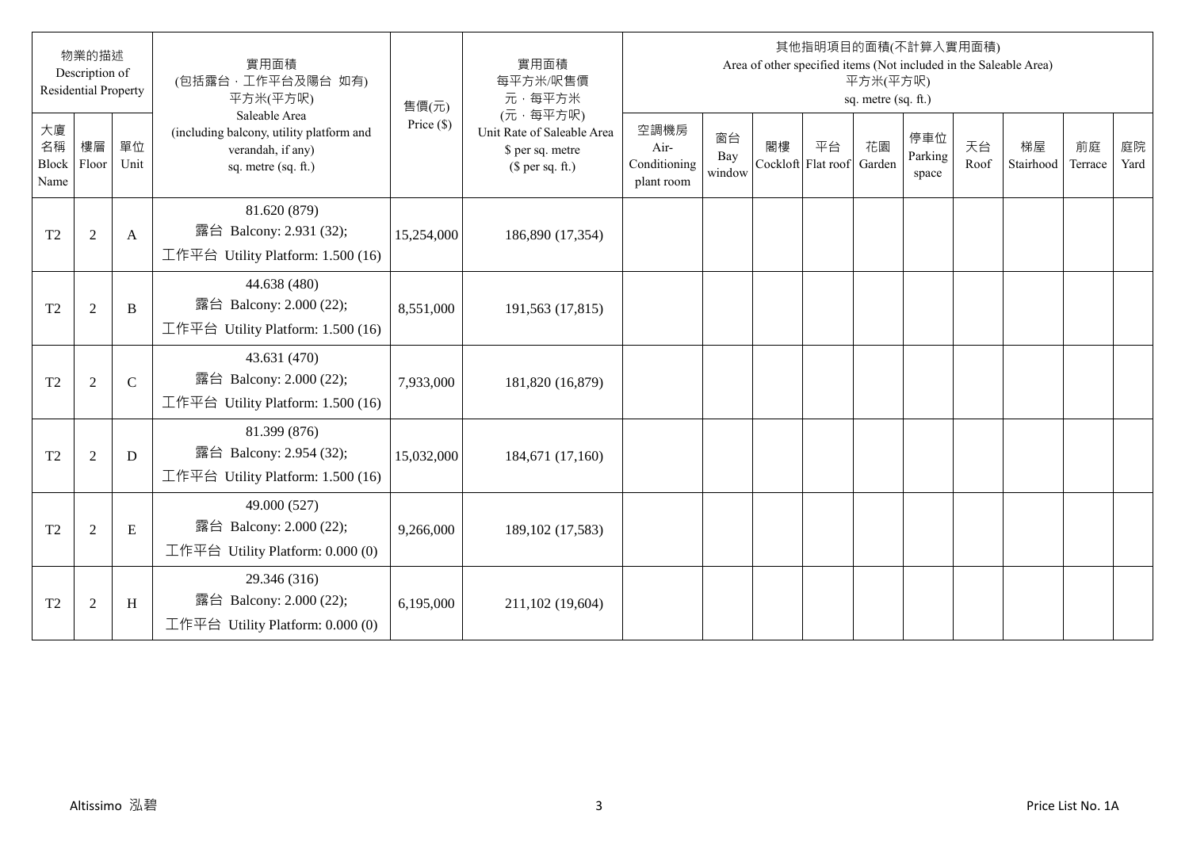| 物業的描述 Description of Residential Property | | | 實用面積 (包括露台，工作平台及陽台 如有) 平方米(平方呎) Saleable Area (including balcony, utility platform and verandah, if any) sq. metre (sq. ft.) | 售價(元) Price ($) | 實用面積 每平方米/呎售價 元，每平方米 (元，每平方呎) Unit Rate of Saleable Area $ per sq. metre ($ per sq. ft.) | 其他指明項目的面積(不計算入實用面積) Area of other specified items (Not included in the Saleable Area) 平方米(平方呎) sq. metre (sq. ft.) | | | | | | | | | |
|---|---|---|---|---|---|---|---|---|---|---|---|---|---|---|---|
| 大廈名稱 Block Name | 樓層 Floor | 單位 Unit | | | | 空調機房 Air-Conditioning plant room | 窗台 Bay window | 閣樓 Cockloft | 平台 Flat roof | 花園 Garden | 停車位 Parking space | 天台 Roof | 梯屋 Stairhood | 前庭 Terrace | 庭院 Yard |
| T2 | 2 | A | 81.620 (879) 露台 Balcony: 2.931 (32); 工作平台 Utility Platform: 1.500 (16) | 15,254,000 | 186,890 (17,354) | | | | | | | | | | |
| T2 | 2 | B | 44.638 (480) 露台 Balcony: 2.000 (22); 工作平台 Utility Platform: 1.500 (16) | 8,551,000 | 191,563 (17,815) | | | | | | | | | | |
| T2 | 2 | C | 43.631 (470) 露台 Balcony: 2.000 (22); 工作平台 Utility Platform: 1.500 (16) | 7,933,000 | 181,820 (16,879) | | | | | | | | | | |
| T2 | 2 | D | 81.399 (876) 露台 Balcony: 2.954 (32); 工作平台 Utility Platform: 1.500 (16) | 15,032,000 | 184,671 (17,160) | | | | | | | | | | |
| T2 | 2 | E | 49.000 (527) 露台 Balcony: 2.000 (22); 工作平台 Utility Platform: 0.000 (0) | 9,266,000 | 189,102 (17,583) | | | | | | | | | | |
| T2 | 2 | H | 29.346 (316) 露台 Balcony: 2.000 (22); 工作平台 Utility Platform: 0.000 (0) | 6,195,000 | 211,102 (19,604) | | | | | | | | | | |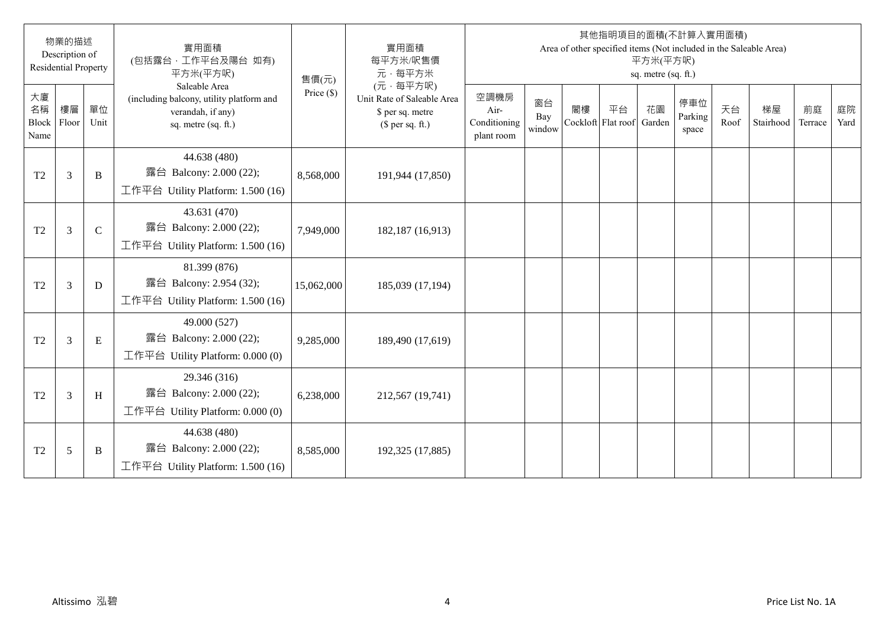| 物業的描述 Description of Residential Property | | | 實用面積 (包括露台，工作平台及陽台 如有) 平方米(平方呎) | 售價(元) | 實用面積 每平方米/呎售價 元，每平方米 (元，每平方呎) | 其他指明項目的面積(不計算入實用面積) Area of other specified items (Not included in the Saleable Area) 平方米(平方呎) sq. metre (sq. ft.) | | | | | | | | | |
|---|---|---|---|---|---|---|---|---|---|---|---|---|---|---|---|
| 大廈名稱 Block Name | 樓層 Floor | 單位 Unit | Saleable Area (including balcony, utility platform and verandah, if any) sq. metre (sq. ft.) | Price ($) | Unit Rate of Saleable Area $ per sq. metre ($ per sq. ft.) | 空調機房 Air-Conditioning plant room | 窗台 Bay window | 閣樓 Cockloft | 平台 Flat roof | 花園 Garden | 停車位 Parking space | 天台 Roof | 梯屋 Stairhood | 前庭 Terrace | 庭院 Yard |
| T2 | 3 | B | 44.638 (480) 露台 Balcony: 2.000 (22); 工作平台 Utility Platform: 1.500 (16) | 8,568,000 | 191,944 (17,850) | | | | | | | | | | |
| T2 | 3 | C | 43.631 (470) 露台 Balcony: 2.000 (22); 工作平台 Utility Platform: 1.500 (16) | 7,949,000 | 182,187 (16,913) | | | | | | | | | | |
| T2 | 3 | D | 81.399 (876) 露台 Balcony: 2.954 (32); 工作平台 Utility Platform: 1.500 (16) | 15,062,000 | 185,039 (17,194) | | | | | | | | | | |
| T2 | 3 | E | 49.000 (527) 露台 Balcony: 2.000 (22); 工作平台 Utility Platform: 0.000 (0) | 9,285,000 | 189,490 (17,619) | | | | | | | | | | |
| T2 | 3 | H | 29.346 (316) 露台 Balcony: 2.000 (22); 工作平台 Utility Platform: 0.000 (0) | 6,238,000 | 212,567 (19,741) | | | | | | | | | | |
| T2 | 5 | B | 44.638 (480) 露台 Balcony: 2.000 (22); 工作平台 Utility Platform: 1.500 (16) | 8,585,000 | 192,325 (17,885) | | | | | | | | | | |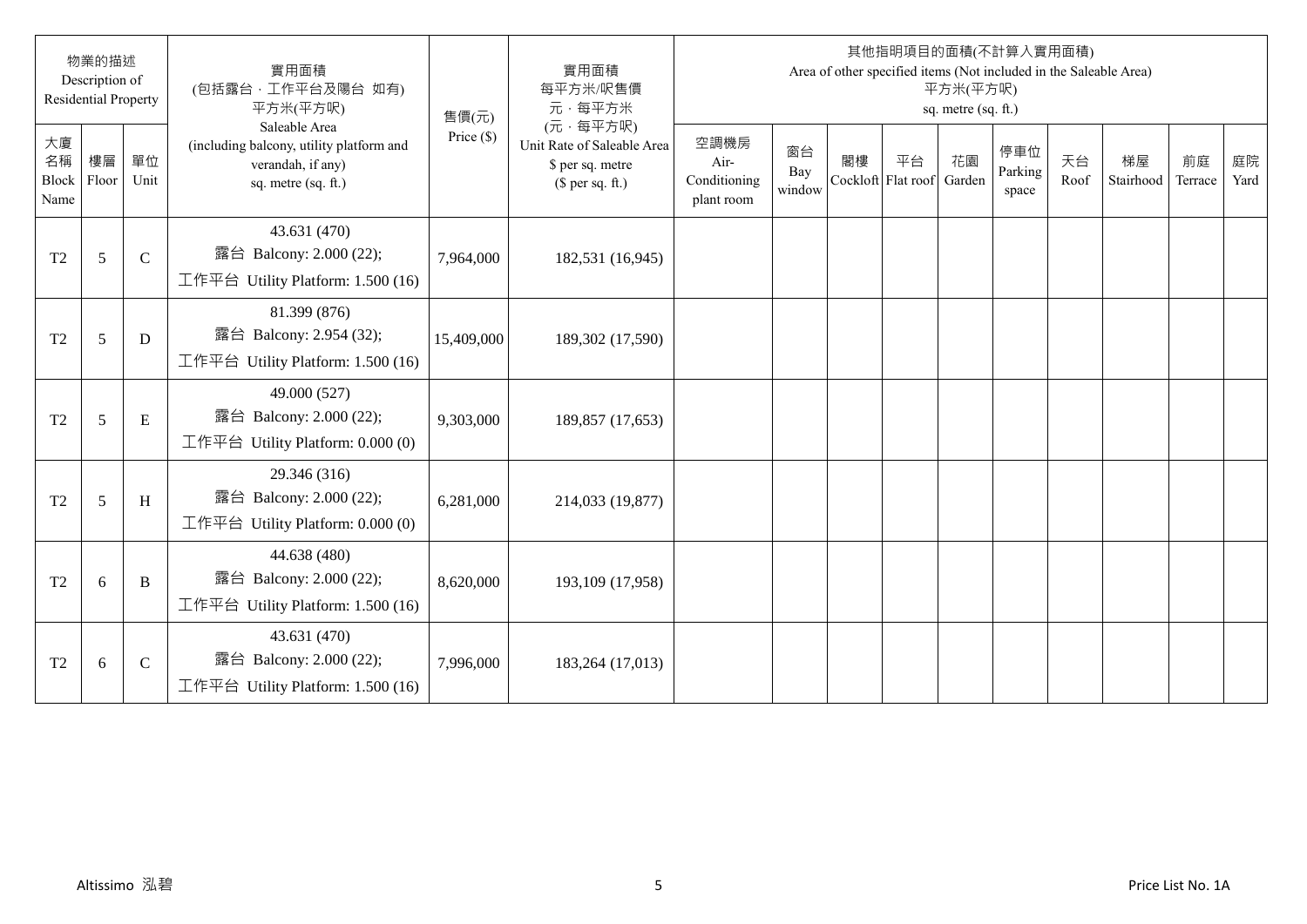| 物業的描述 Description of Residential Property | | | 實用面積 (包括露台．工作平台及陽台 如有) 平方米(平方呎) Saleable Area (including balcony, utility platform and verandah, if any) sq. metre (sq. ft.) | 售價(元) Price ($) | 實用面積 每平方米/呎售價 元．每平方米 (元．每平方呎) Unit Rate of Saleable Area $ per sq. metre ($ per sq. ft.) | 其他指明項目的面積(不計算入實用面積) Area of other specified items (Not included in the Saleable Area) 平方米(平方呎) sq. metre (sq. ft.) | | | | | | | | | |
|---|---|---|---|---|---|---|---|---|---|---|---|---|---|---|---|
| 大廈名稱 Block Name | 樓層 Floor | 單位 Unit | | | | 空調機房 Air-Conditioning plant room | 窗台 Bay window | 閣樓 Cockloft | 平台 Flat roof | 花園 Garden | 停車位 Parking space | 天台 Roof | 梯屋 Stairhood | 前庭 Terrace | 庭院 Yard |
| T2 | 5 | C | 43.631 (470) 露台 Balcony: 2.000 (22); 工作平台 Utility Platform: 1.500 (16) | 7,964,000 | 182,531 (16,945) | | | | | | | | | | |
| T2 | 5 | D | 81.399 (876) 露台 Balcony: 2.954 (32); 工作平台 Utility Platform: 1.500 (16) | 15,409,000 | 189,302 (17,590) | | | | | | | | | | |
| T2 | 5 | E | 49.000 (527) 露台 Balcony: 2.000 (22); 工作平台 Utility Platform: 0.000 (0) | 9,303,000 | 189,857 (17,653) | | | | | | | | | | |
| T2 | 5 | H | 29.346 (316) 露台 Balcony: 2.000 (22); 工作平台 Utility Platform: 0.000 (0) | 6,281,000 | 214,033 (19,877) | | | | | | | | | | |
| T2 | 6 | B | 44.638 (480) 露台 Balcony: 2.000 (22); 工作平台 Utility Platform: 1.500 (16) | 8,620,000 | 193,109 (17,958) | | | | | | | | | | |
| T2 | 6 | C | 43.631 (470) 露台 Balcony: 2.000 (22); 工作平台 Utility Platform: 1.500 (16) | 7,996,000 | 183,264 (17,013) | | | | | | | | | | |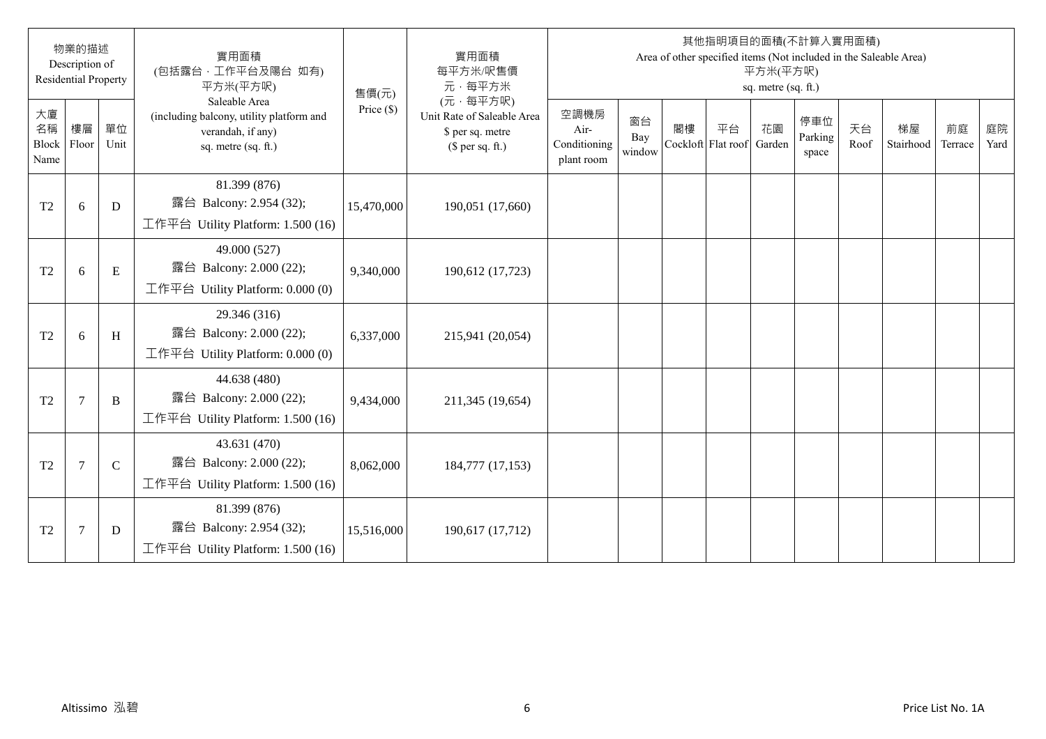| 物業的描述 Description of Residential Property | | | 實用面積 (包括露台，工作平台及陽台 如有) 平方米(平方呎) Saleable Area (including balcony, utility platform and verandah, if any) sq. metre (sq. ft.) | 售價(元) Price ($) | 實用面積 每平方米/呎售價 元，每平方米 (元，每平方呎) Unit Rate of Saleable Area $ per sq. metre ($ per sq. ft.) | 其他指明項目的面積(不計算入實用面積) Area of other specified items (Not included in the Saleable Area) 平方米(平方呎) sq. metre (sq. ft.) | | | | | | | | | |
|---|---|---|---|---|---|---|---|---|---|---|---|---|---|---|---|
| 大廈名稱 Block Name | 樓層 Floor | 單位 Unit | | | | 空調機房 Air-Conditioning plant room | 窗台 Bay window | 閣樓 Cockloft | 平台 Flat roof | 花園 Garden | 停車位 Parking space | 天台 Roof | 梯屋 Stairhood | 前庭 Terrace | 庭院 Yard |
| T2 | 6 | D | 81.399 (876) 露台 Balcony: 2.954 (32); 工作平台 Utility Platform: 1.500 (16) | 15,470,000 | 190,051 (17,660) | | | | | | | | | | |
| T2 | 6 | E | 49.000 (527) 露台 Balcony: 2.000 (22); 工作平台 Utility Platform: 0.000 (0) | 9,340,000 | 190,612 (17,723) | | | | | | | | | | |
| T2 | 6 | H | 29.346 (316) 露台 Balcony: 2.000 (22); 工作平台 Utility Platform: 0.000 (0) | 6,337,000 | 215,941 (20,054) | | | | | | | | | | |
| T2 | 7 | B | 44.638 (480) 露台 Balcony: 2.000 (22); 工作平台 Utility Platform: 1.500 (16) | 9,434,000 | 211,345 (19,654) | | | | | | | | | | |
| T2 | 7 | C | 43.631 (470) 露台 Balcony: 2.000 (22); 工作平台 Utility Platform: 1.500 (16) | 8,062,000 | 184,777 (17,153) | | | | | | | | | | |
| T2 | 7 | D | 81.399 (876) 露台 Balcony: 2.954 (32); 工作平台 Utility Platform: 1.500 (16) | 15,516,000 | 190,617 (17,712) | | | | | | | | | | |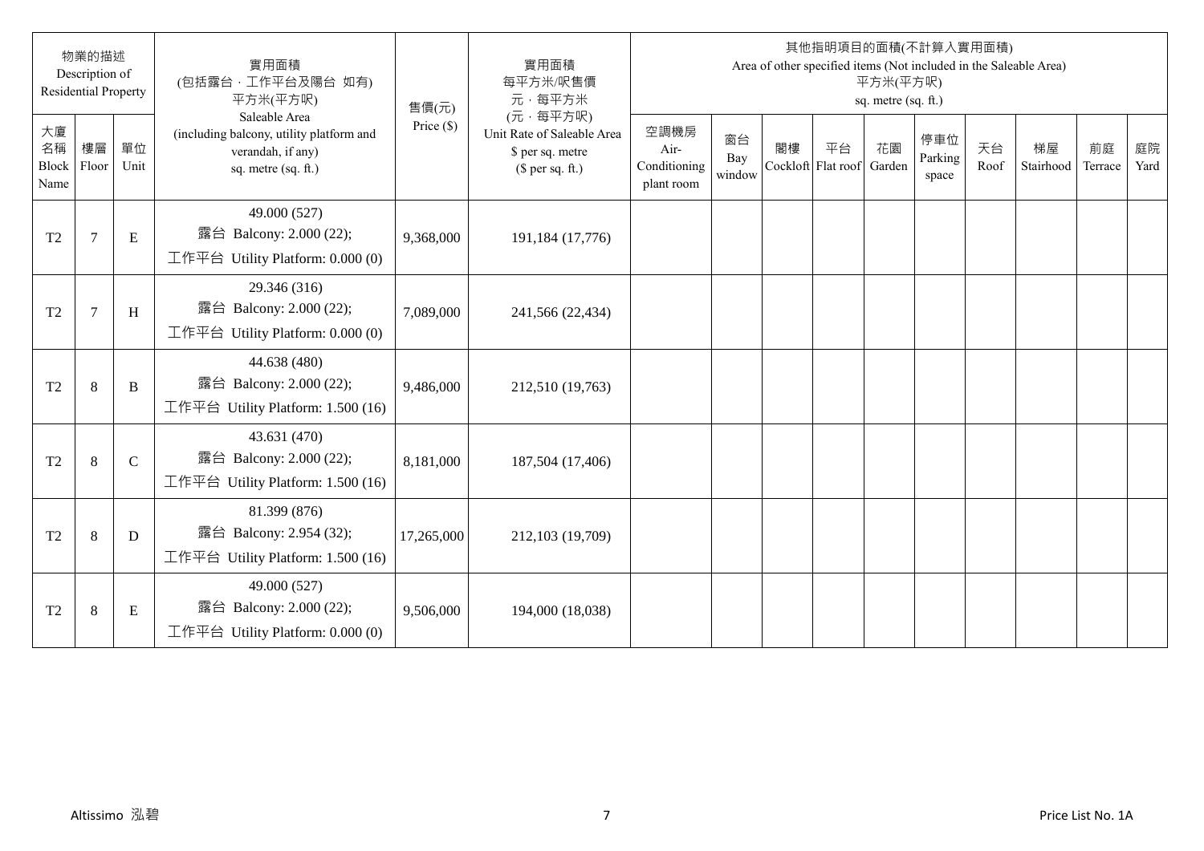| 物業的描述 Description of Residential Property | | | 實用面積 (包括露台，工作平台及陽台 如有) 平方米(平方呎) Saleable Area (including balcony, utility platform and verandah, if any) sq. metre (sq. ft.) | 售價(元) Price ($) | 實用面積 每平方米/呎售價 元，每平方米 (元，每平方呎) Unit Rate of Saleable Area $ per sq. metre ($ per sq. ft.) | 其他指明項目的面積(不計算入實用面積) Area of other specified items (Not included in the Saleable Area) 平方米(平方呎) sq. metre (sq. ft.) | | | | | | | | | |
|---|---|---|---|---|---|---|---|---|---|---|---|---|---|---|---|
| 大廈名稱 Block Name | 樓層 Floor | 單位 Unit | | | | 空調機房 Air-Conditioning plant room | 窗台 Bay window | 閣樓 Cockloft | 平台 Flat roof | 花園 Garden | 停車位 Parking space | 天台 Roof | 梯屋 Stairhood | 前庭 Terrace | 庭院 Yard |
| T2 | 7 | E | 49.000 (527) 露台 Balcony: 2.000 (22); 工作平台 Utility Platform: 0.000 (0) | 9,368,000 | 191,184 (17,776) | | | | | | | | | | |
| T2 | 7 | H | 29.346 (316) 露台 Balcony: 2.000 (22); 工作平台 Utility Platform: 0.000 (0) | 7,089,000 | 241,566 (22,434) | | | | | | | | | | |
| T2 | 8 | B | 44.638 (480) 露台 Balcony: 2.000 (22); 工作平台 Utility Platform: 1.500 (16) | 9,486,000 | 212,510 (19,763) | | | | | | | | | | |
| T2 | 8 | C | 43.631 (470) 露台 Balcony: 2.000 (22); 工作平台 Utility Platform: 1.500 (16) | 8,181,000 | 187,504 (17,406) | | | | | | | | | | |
| T2 | 8 | D | 81.399 (876) 露台 Balcony: 2.954 (32); 工作平台 Utility Platform: 1.500 (16) | 17,265,000 | 212,103 (19,709) | | | | | | | | | | |
| T2 | 8 | E | 49.000 (527) 露台 Balcony: 2.000 (22); 工作平台 Utility Platform: 0.000 (0) | 9,506,000 | 194,000 (18,038) | | | | | | | | | | |

Altissimo 泓碧 Price List No. 1A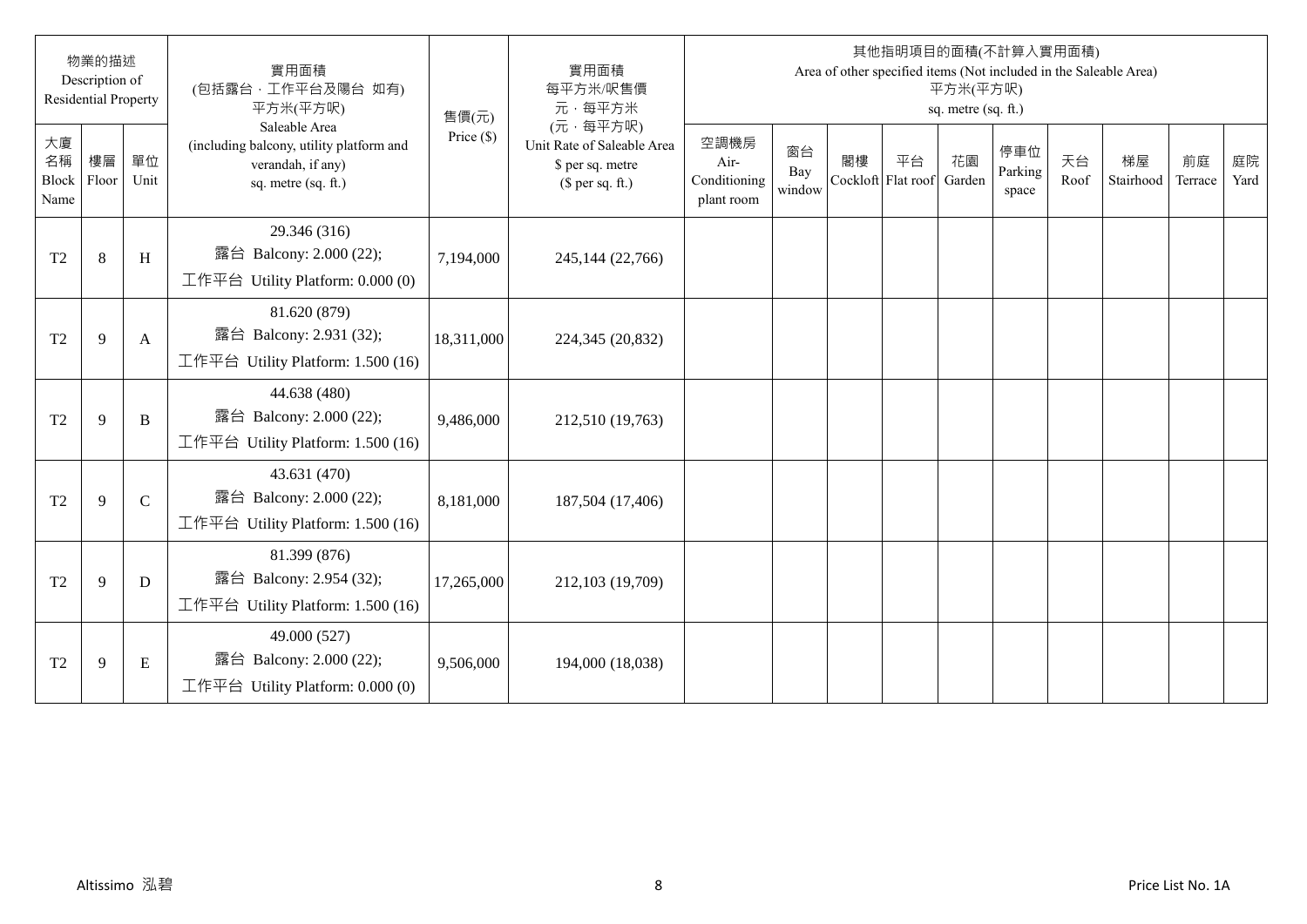| 物業的描述 Description of Residential Property | | | 實用面積 (包括露台，工作平台及陽台 如有) 平方米(平方呎) Saleable Area (including balcony, utility platform and verandah, if any) sq. metre (sq. ft.) | 售價(元) Price ($) | 實用面積 每平方米/呎售價 元，每平方米 (元，每平方呎) Unit Rate of Saleable Area $ per sq. metre ($ per sq. ft.) | 其他指明項目的面積(不計算入實用面積) Area of other specified items (Not included in the Saleable Area) 平方米(平方呎) sq. metre (sq. ft.) | | | | | | | | | |
|---|---|---|---|---|---|---|---|---|---|---|---|---|---|---|---|
| 大廈名稱 Block Name | 樓層 Floor | 單位 Unit | | | | 空調機房 Air-Conditioning plant room | 窗台 Bay window | 閣樓 Cockloft | 平台 Flat roof | 花園 Garden | 停車位 Parking space | 天台 Roof | 梯屋 Stairhood | 前庭 Terrace | 庭院 Yard |
| T2 | 8 | H | 29.346 (316) 露台 Balcony: 2.000 (22); 工作平台 Utility Platform: 0.000 (0) | 7,194,000 | 245,144 (22,766) | | | | | | | | | | |
| T2 | 9 | A | 81.620 (879) 露台 Balcony: 2.931 (32); 工作平台 Utility Platform: 1.500 (16) | 18,311,000 | 224,345 (20,832) | | | | | | | | | | |
| T2 | 9 | B | 44.638 (480) 露台 Balcony: 2.000 (22); 工作平台 Utility Platform: 1.500 (16) | 9,486,000 | 212,510 (19,763) | | | | | | | | | | |
| T2 | 9 | C | 43.631 (470) 露台 Balcony: 2.000 (22); 工作平台 Utility Platform: 1.500 (16) | 8,181,000 | 187,504 (17,406) | | | | | | | | | | |
| T2 | 9 | D | 81.399 (876) 露台 Balcony: 2.954 (32); 工作平台 Utility Platform: 1.500 (16) | 17,265,000 | 212,103 (19,709) | | | | | | | | | | |
| T2 | 9 | E | 49.000 (527) 露台 Balcony: 2.000 (22); 工作平台 Utility Platform: 0.000 (0) | 9,506,000 | 194,000 (18,038) | | | | | | | | | | |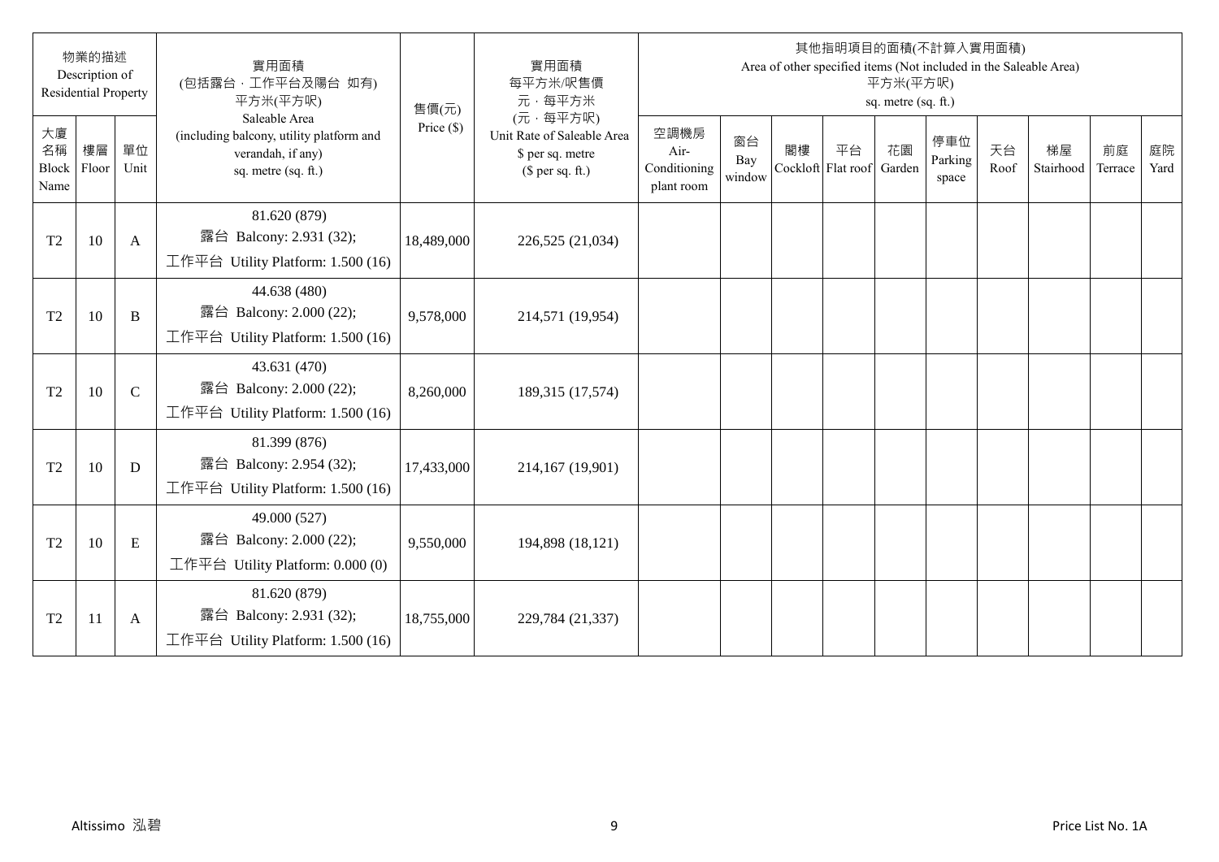| 物業的描述 Description of Residential Property | | | 實用面積 (包括露台，工作平台及陽台 如有) 平方米(平方呎) Saleable Area (including balcony, utility platform and verandah, if any) sq. metre (sq. ft.) | 售價(元) Price ($) | 實用面積 每平方米/呎售價 元，每平方米 (元，每平方呎) Unit Rate of Saleable Area $ per sq. metre ($ per sq. ft.) | 其他指明項目的面積(不計算入實用面積) Area of other specified items (Not included in the Saleable Area) 平方米(平方呎) sq. metre (sq. ft.) | | | | | | | | | |
|---|---|---|---|---|---|---|---|---|---|---|---|---|---|---|---|
| 大廈名稱 Block Name | 樓層 Floor | 單位 Unit | | | | 空調機房 Air-Conditioning plant room | 窗台 Bay window | 閣樓 Cockloft | 平台 Flat roof | 花園 Garden | 停車位 Parking space | 天台 Roof | 梯屋 Stairhood | 前庭 Terrace | 庭院 Yard |
| T2 | 10 | A | 81.620 (879)<br>露台 Balcony: 2.931 (32);<br>工作平台 Utility Platform: 1.500 (16) | 18,489,000 | 226,525 (21,034) | | | | | | | | | | |
| T2 | 10 | B | 44.638 (480)<br>露台 Balcony: 2.000 (22);<br>工作平台 Utility Platform: 1.500 (16) | 9,578,000 | 214,571 (19,954) | | | | | | | | | | |
| T2 | 10 | C | 43.631 (470)<br>露台 Balcony: 2.000 (22);<br>工作平台 Utility Platform: 1.500 (16) | 8,260,000 | 189,315 (17,574) | | | | | | | | | | |
| T2 | 10 | D | 81.399 (876)<br>露台 Balcony: 2.954 (32);<br>工作平台 Utility Platform: 1.500 (16) | 17,433,000 | 214,167 (19,901) | | | | | | | | | | |
| T2 | 10 | E | 49.000 (527)<br>露台 Balcony: 2.000 (22);<br>工作平台 Utility Platform: 0.000 (0) | 9,550,000 | 194,898 (18,121) | | | | | | | | | | |
| T2 | 11 | A | 81.620 (879)<br>露台 Balcony: 2.931 (32);<br>工作平台 Utility Platform: 1.500 (16) | 18,755,000 | 229,784 (21,337) | | | | | | | | | | |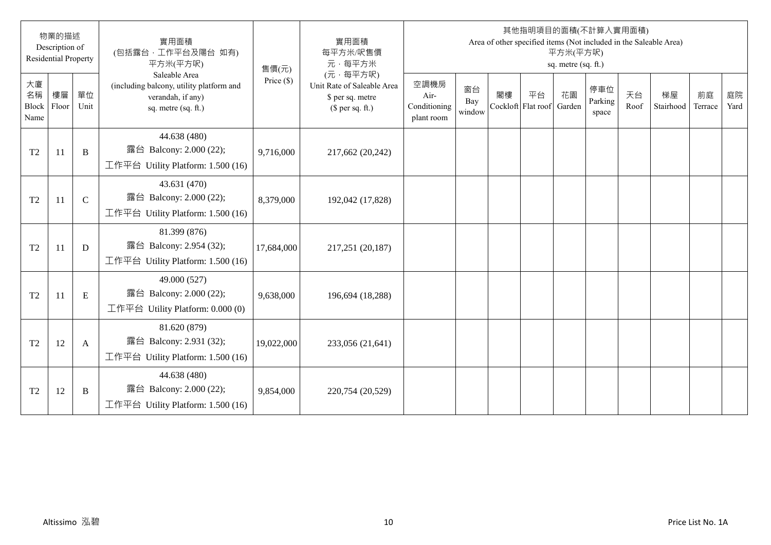| 物業的描述 Description of Residential Property | | | 實用面積 (包括露台，工作平台及陽台 如有) 平方米(平方呎) Saleable Area (including balcony, utility platform and verandah, if any) sq. metre (sq. ft.) | 售價(元) Price ($) | 實用面積 每平方米/呎售價 元，每平方米 (元，每平方呎) Unit Rate of Saleable Area $ per sq. metre ($ per sq. ft.) | 其他指明項目的面積(不計算入實用面積) Area of other specified items (Not included in the Saleable Area) 平方米(平方呎) sq. metre (sq. ft.) | | | | | | | | | |
|---|---|---|---|---|---|---|---|---|---|---|---|---|---|---|---|
| 大廈名稱 Block Name | 樓層 Floor | 單位 Unit | | | | 空調機房 Air-Conditioning plant room | 窗台 Bay window | 閣樓 Cockloft | 平台 Flat roof | 花園 Garden | 停車位 Parking space | 天台 Roof | 梯屋 Stairhood | 前庭 Terrace | 庭院 Yard |
| T2 | 11 | B | 44.638 (480) 露台 Balcony: 2.000 (22); 工作平台 Utility Platform: 1.500 (16) | 9,716,000 | 217,662 (20,242) | | | | | | | | | | |
| T2 | 11 | C | 43.631 (470) 露台 Balcony: 2.000 (22); 工作平台 Utility Platform: 1.500 (16) | 8,379,000 | 192,042 (17,828) | | | | | | | | | | |
| T2 | 11 | D | 81.399 (876) 露台 Balcony: 2.954 (32); 工作平台 Utility Platform: 1.500 (16) | 17,684,000 | 217,251 (20,187) | | | | | | | | | | |
| T2 | 11 | E | 49.000 (527) 露台 Balcony: 2.000 (22); 工作平台 Utility Platform: 0.000 (0) | 9,638,000 | 196,694 (18,288) | | | | | | | | | | |
| T2 | 12 | A | 81.620 (879) 露台 Balcony: 2.931 (32); 工作平台 Utility Platform: 1.500 (16) | 19,022,000 | 233,056 (21,641) | | | | | | | | | | |
| T2 | 12 | B | 44.638 (480) 露台 Balcony: 2.000 (22); 工作平台 Utility Platform: 1.500 (16) | 9,854,000 | 220,754 (20,529) | | | | | | | | | | |

Altissimo 泓碧　　Price List No. 1A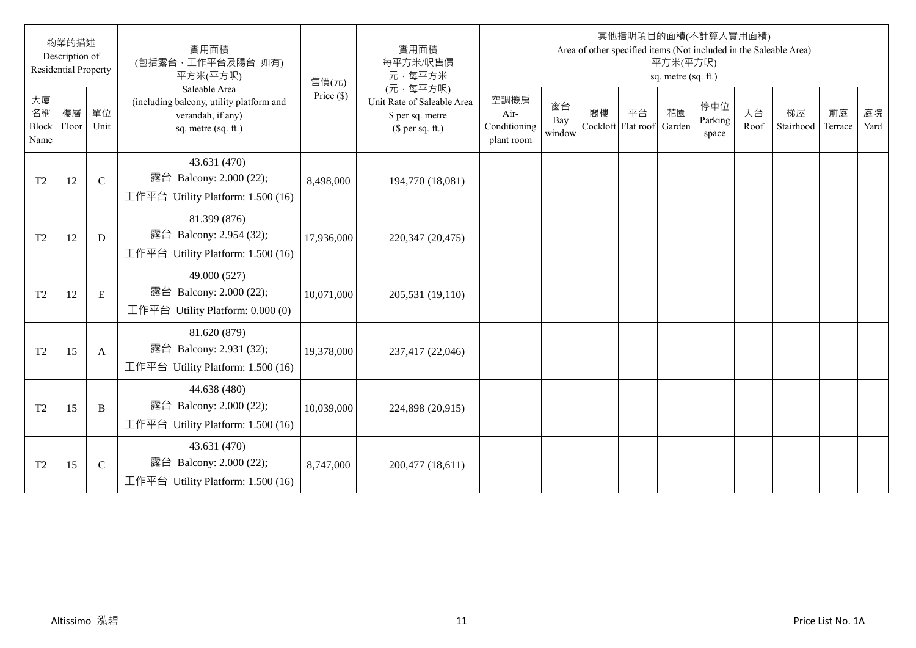| 物業的描述 Description of Residential Property | | | 實用面積 (包括露台，工作平台及陽台 如有) 平方米(平方呎) Saleable Area (including balcony, utility platform and verandah, if any) sq. metre (sq. ft.) | 售價(元) Price ($) | 實用面積 每平方米/呎售價 元，每平方米 (元，每平方呎) Unit Rate of Saleable Area $ per sq. metre ($ per sq. ft.) | 其他指明項目的面積(不計算入實用面積) Area of other specified items (Not included in the Saleable Area) 平方米(平方呎) sq. metre (sq. ft.) | | | | | | | | | |
|---|---|---|---|---|---|---|---|---|---|---|---|---|---|---|---|
| 大廈名稱 Block Name | 樓層 Floor | 單位 Unit | | | | 空調機房 Air-Conditioning plant room | 窗台 Bay window | 閣樓 Cockloft | 平台 Flat roof | 花園 Garden | 停車位 Parking space | 天台 Roof | 梯屋 Stairhood | 前庭 Terrace | 庭院 Yard |
| T2 | 12 | C | 43.631 (470) 露台 Balcony: 2.000 (22); 工作平台 Utility Platform: 1.500 (16) | 8,498,000 | 194,770 (18,081) | | | | | | | | | | |
| T2 | 12 | D | 81.399 (876) 露台 Balcony: 2.954 (32); 工作平台 Utility Platform: 1.500 (16) | 17,936,000 | 220,347 (20,475) | | | | | | | | | | |
| T2 | 12 | E | 49.000 (527) 露台 Balcony: 2.000 (22); 工作平台 Utility Platform: 0.000 (0) | 10,071,000 | 205,531 (19,110) | | | | | | | | | | |
| T2 | 15 | A | 81.620 (879) 露台 Balcony: 2.931 (32); 工作平台 Utility Platform: 1.500 (16) | 19,378,000 | 237,417 (22,046) | | | | | | | | | | |
| T2 | 15 | B | 44.638 (480) 露台 Balcony: 2.000 (22); 工作平台 Utility Platform: 1.500 (16) | 10,039,000 | 224,898 (20,915) | | | | | | | | | | |
| T2 | 15 | C | 43.631 (470) 露台 Balcony: 2.000 (22); 工作平台 Utility Platform: 1.500 (16) | 8,747,000 | 200,477 (18,611) | | | | | | | | | | |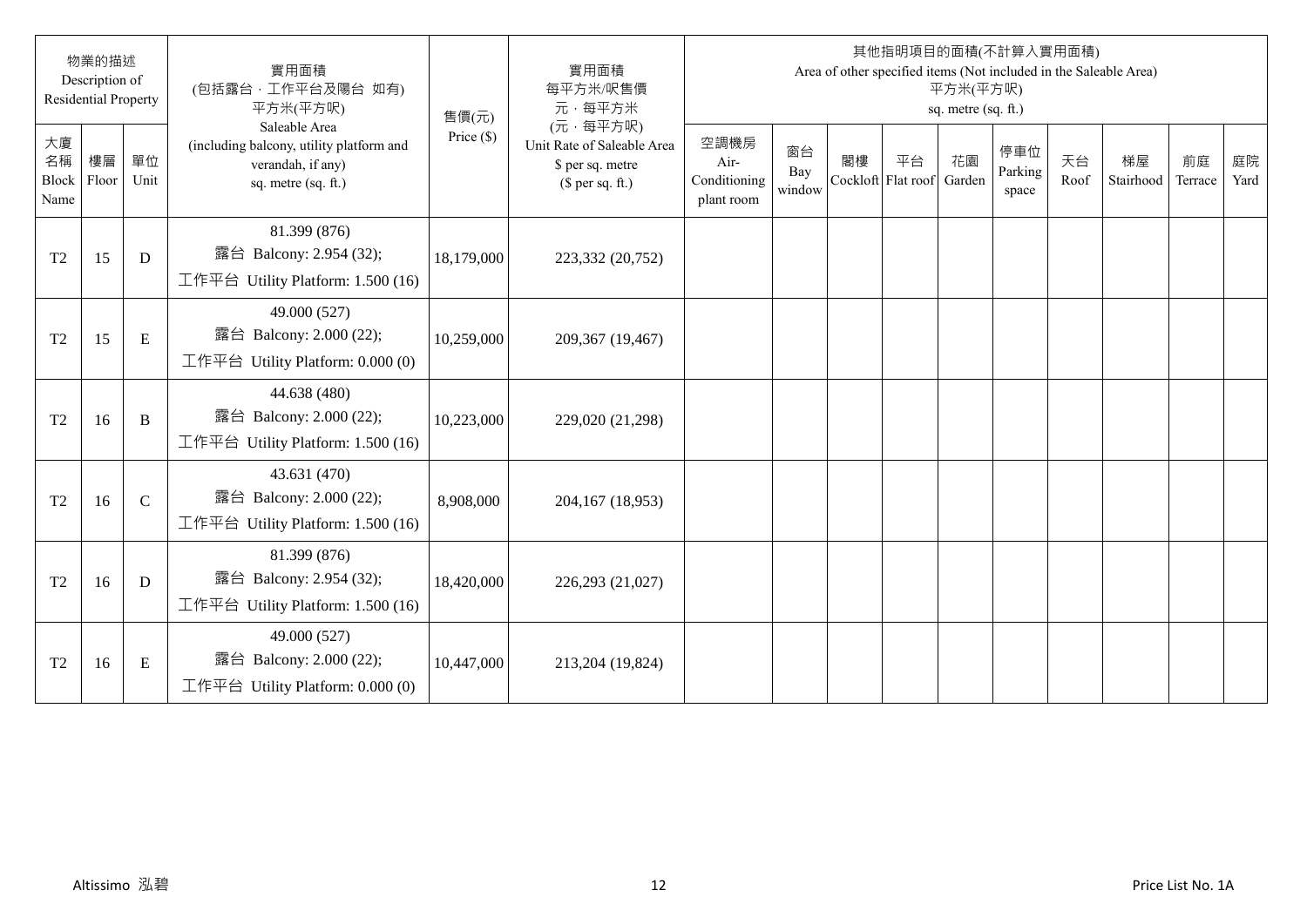| 物業的描述 Description of Residential Property | | | 實用面積 (包括露台，工作平台及陽台 如有) 平方米(平方呎) Saleable Area (including balcony, utility platform and verandah, if any) sq. metre (sq. ft.) | 售價(元) Price ($) | 實用面積 每平方米/呎售價 元，每平方米 (元，每平方呎) Unit Rate of Saleable Area $ per sq. metre ($ per sq. ft.) | 其他指明項目的面積(不計算入實用面積) Area of other specified items (Not included in the Saleable Area) 平方米(平方呎) sq. metre (sq. ft.) | | | | | | | | | |
|---|---|---|---|---|---|---|---|---|---|---|---|---|---|---|---|
| 大廈名稱 Block Name | 樓層 Floor | 單位 Unit | | | | 空調機房 Air-Conditioning plant room | 窗台 Bay window | 閣樓 Cockloft | 平台 Flat roof | 花園 Garden | 停車位 Parking space | 天台 Roof | 梯屋 Stairhood | 前庭 Terrace | 庭院 Yard |
| T2 | 15 | D | 81.399 (876) 露台 Balcony: 2.954 (32); 工作平台 Utility Platform: 1.500 (16) | 18,179,000 | 223,332 (20,752) | | | | | | | | | | |
| T2 | 15 | E | 49.000 (527) 露台 Balcony: 2.000 (22); 工作平台 Utility Platform: 0.000 (0) | 10,259,000 | 209,367 (19,467) | | | | | | | | | | |
| T2 | 16 | B | 44.638 (480) 露台 Balcony: 2.000 (22); 工作平台 Utility Platform: 1.500 (16) | 10,223,000 | 229,020 (21,298) | | | | | | | | | | |
| T2 | 16 | C | 43.631 (470) 露台 Balcony: 2.000 (22); 工作平台 Utility Platform: 1.500 (16) | 8,908,000 | 204,167 (18,953) | | | | | | | | | | |
| T2 | 16 | D | 81.399 (876) 露台 Balcony: 2.954 (32); 工作平台 Utility Platform: 1.500 (16) | 18,420,000 | 226,293 (21,027) | | | | | | | | | | |
| T2 | 16 | E | 49.000 (527) 露台 Balcony: 2.000 (22); 工作平台 Utility Platform: 0.000 (0) | 10,447,000 | 213,204 (19,824) | | | | | | | | | | |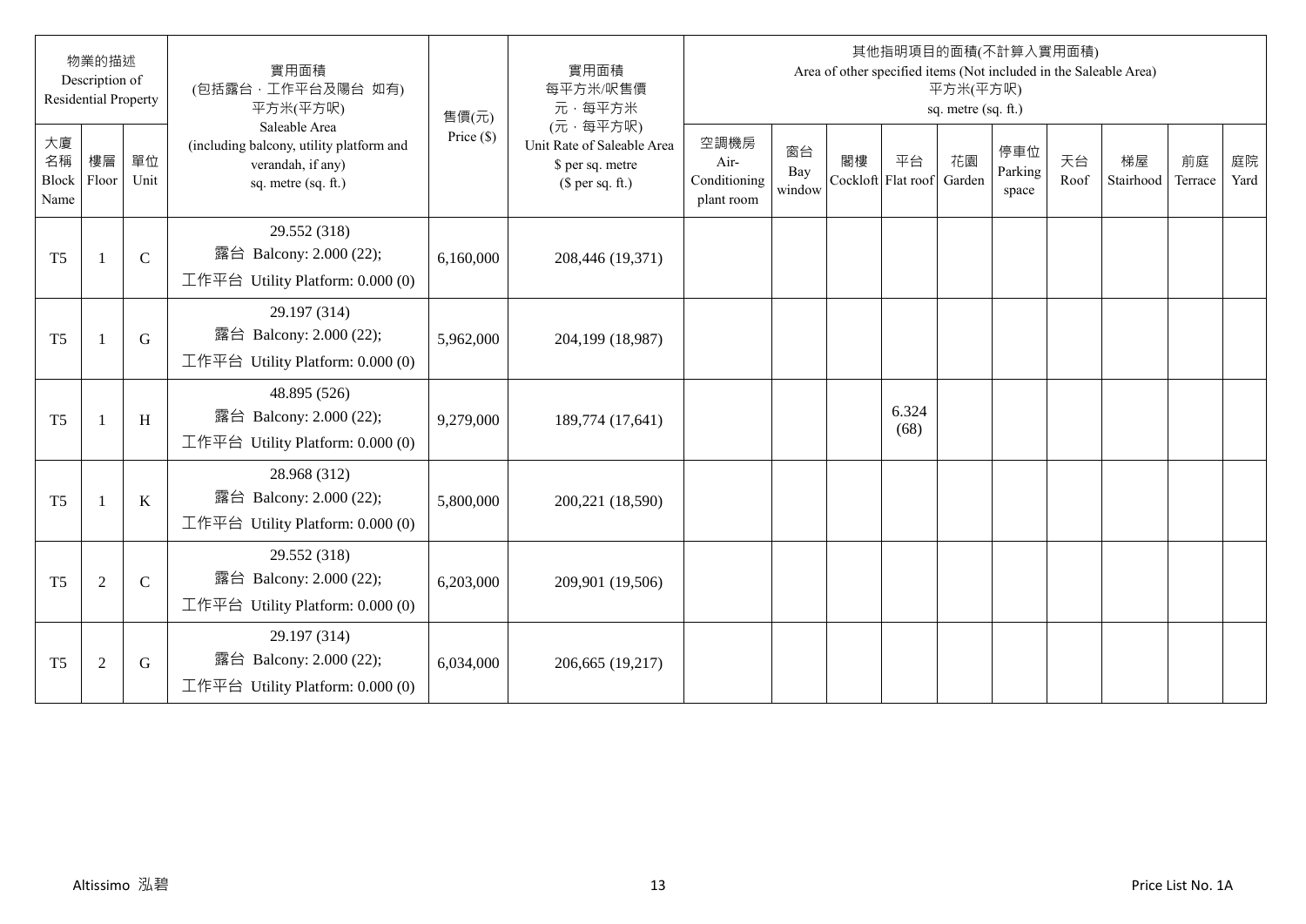| 物業的描述 Description of Residential Property | | | 實用面積 (包括露台，工作平台及陽台 如有) 平方米(平方呎) Saleable Area (including balcony, utility platform and verandah, if any) sq. metre (sq. ft.) | 售價(元) Price ($) | 實用面積 每平方米/呎售價 元，每平方米 (元，每平方呎) Unit Rate of Saleable Area $ per sq. metre ($ per sq. ft.) | 其他指明項目的面積(不計算入實用面積) Area of other specified items (Not included in the Saleable Area) 平方米(平方呎) sq. metre (sq. ft.) | | | | | | | | | |
|---|---|---|---|---|---|---|---|---|---|---|---|---|---|---|---|
| 大廈名稱 Block Name | 樓層 Floor | 單位 Unit | | | | 空調機房 Air-Conditioning plant room | 窗台 Bay window | 閣樓 Cockloft | 平台 Flat roof | 花園 Garden | 停車位 Parking space | 天台 Roof | 梯屋 Stairhood | 前庭 Terrace | 庭院 Yard |
| T5 | 1 | C | 29.552 (318) 露台 Balcony: 2.000 (22); 工作平台 Utility Platform: 0.000 (0) | 6,160,000 | 208,446 (19,371) | | | | | | | | | | |
| T5 | 1 | G | 29.197 (314) 露台 Balcony: 2.000 (22); 工作平台 Utility Platform: 0.000 (0) | 5,962,000 | 204,199 (18,987) | | | | | | | | | | |
| T5 | 1 | H | 48.895 (526) 露台 Balcony: 2.000 (22); 工作平台 Utility Platform: 0.000 (0) | 9,279,000 | 189,774 (17,641) | | | | 6.324 (68) | | | | | | |
| T5 | 1 | K | 28.968 (312) 露台 Balcony: 2.000 (22); 工作平台 Utility Platform: 0.000 (0) | 5,800,000 | 200,221 (18,590) | | | | | | | | | | |
| T5 | 2 | C | 29.552 (318) 露台 Balcony: 2.000 (22); 工作平台 Utility Platform: 0.000 (0) | 6,203,000 | 209,901 (19,506) | | | | | | | | | | |
| T5 | 2 | G | 29.197 (314) 露台 Balcony: 2.000 (22); 工作平台 Utility Platform: 0.000 (0) | 6,034,000 | 206,665 (19,217) | | | | | | | | | | |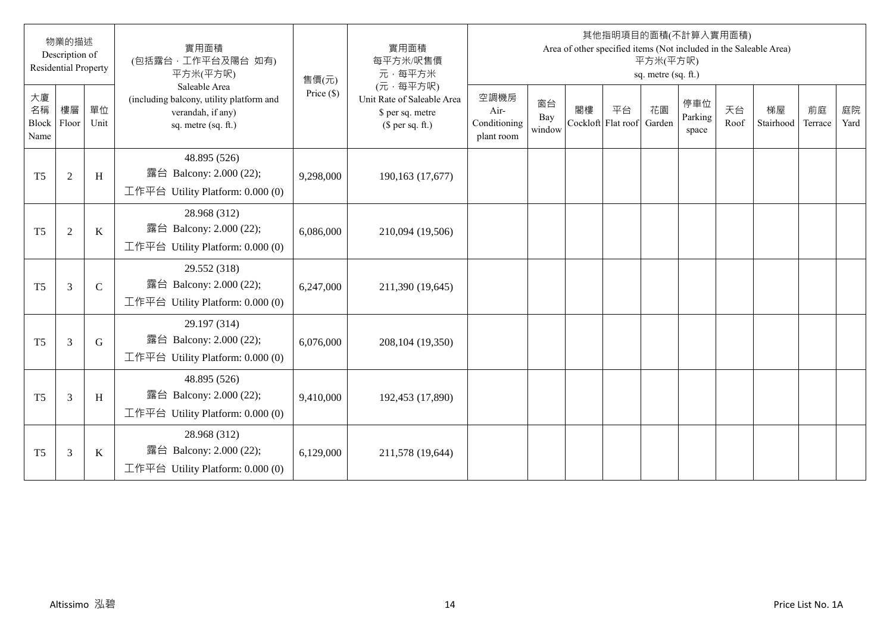| 物業的描述 Description of Residential Property | | | 實用面積 (包括露台，工作平台及陽台 如有) 平方米(平方呎) Saleable Area (including balcony, utility platform and verandah, if any) sq. metre (sq. ft.) | 售價(元) Price ($) | 實用面積 每平方米/呎售價 元，每平方米 (元，每平方呎) Unit Rate of Saleable Area $ per sq. metre ($ per sq. ft.) | 其他指明項目的面積(不計算入實用面積) Area of other specified items (Not included in the Saleable Area) 平方米(平方呎) sq. metre (sq. ft.) | | | | | | | | | |
|---|---|---|---|---|---|---|---|---|---|---|---|---|---|---|---|
| 大廈名稱 Block Name | 樓層 Floor | 單位 Unit | | | | 空調機房 Air-Conditioning plant room | 窗台 Bay window | 閣樓 Cockloft | 平台 Flat roof | 花園 Garden | 停車位 Parking space | 天台 Roof | 梯屋 Stairhood | 前庭 Terrace | 庭院 Yard |
| T5 | 2 | H | 48.895 (526) 露台 Balcony: 2.000 (22); 工作平台 Utility Platform: 0.000 (0) | 9,298,000 | 190,163 (17,677) | | | | | | | | | | |
| T5 | 2 | K | 28.968 (312) 露台 Balcony: 2.000 (22); 工作平台 Utility Platform: 0.000 (0) | 6,086,000 | 210,094 (19,506) | | | | | | | | | | |
| T5 | 3 | C | 29.552 (318) 露台 Balcony: 2.000 (22); 工作平台 Utility Platform: 0.000 (0) | 6,247,000 | 211,390 (19,645) | | | | | | | | | | |
| T5 | 3 | G | 29.197 (314) 露台 Balcony: 2.000 (22); 工作平台 Utility Platform: 0.000 (0) | 6,076,000 | 208,104 (19,350) | | | | | | | | | | |
| T5 | 3 | H | 48.895 (526) 露台 Balcony: 2.000 (22); 工作平台 Utility Platform: 0.000 (0) | 9,410,000 | 192,453 (17,890) | | | | | | | | | | |
| T5 | 3 | K | 28.968 (312) 露台 Balcony: 2.000 (22); 工作平台 Utility Platform: 0.000 (0) | 6,129,000 | 211,578 (19,644) | | | | | | | | | | |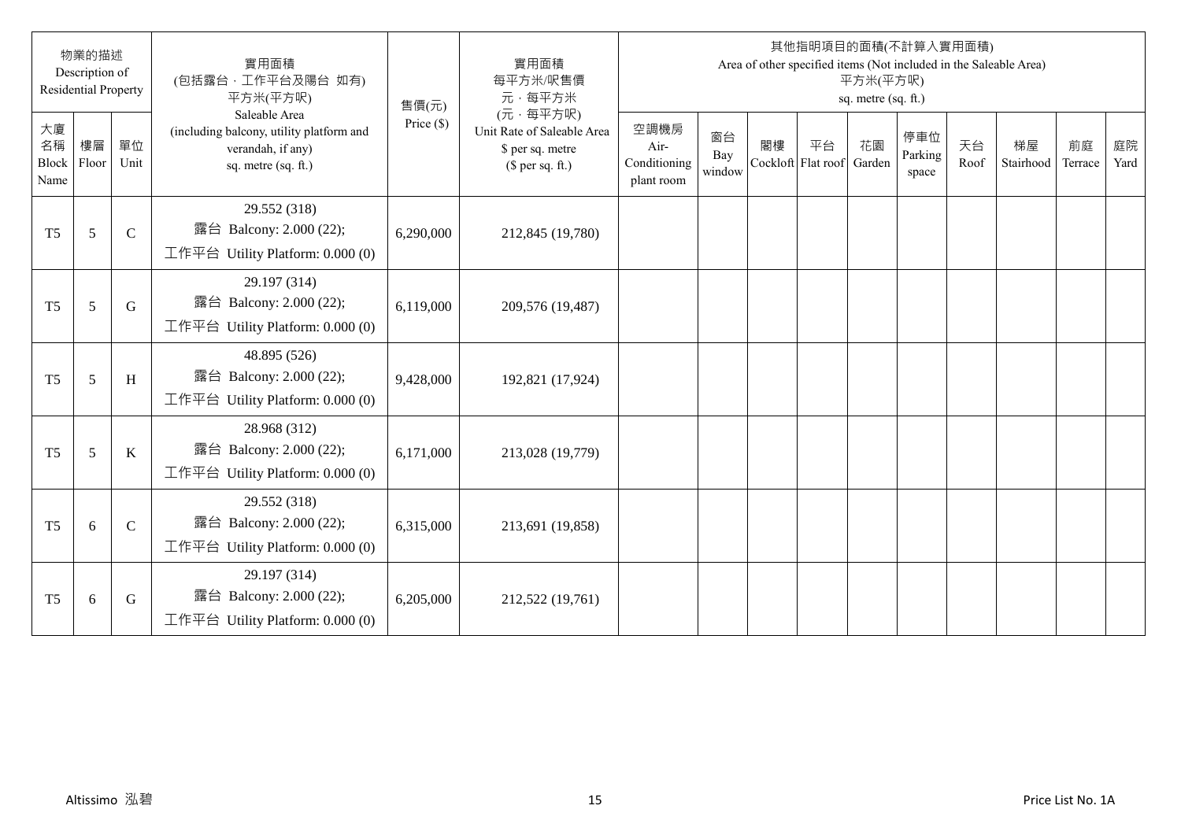| 物業的描述 Description of Residential Property | | | 實用面積 (包括露台，工作平台及陽台 如有) 平方米(平方呎) Saleable Area (including balcony, utility platform and verandah, if any) sq. metre (sq. ft.) | 售價(元) Price ($) | 實用面積 每平方米/呎售價 元，每平方米 (元，每平方呎) Unit Rate of Saleable Area $ per sq. metre ($ per sq. ft.) | 其他指明項目的面積(不計算入實用面積) Area of other specified items (Not included in the Saleable Area) 平方米(平方呎) sq. metre (sq. ft.) | | | | | | | | | |
|---|---|---|---|---|---|---|---|---|---|---|---|---|---|---|---|
| 大廈名稱 Block Name | 樓層 Floor | 單位 Unit | | | | 空調機房 Air-Conditioning plant room | 窗台 Bay window | 閣樓 Cockloft | 平台 Flat roof | 花園 Garden | 停車位 Parking space | 天台 Roof | 梯屋 Stairhood | 前庭 Terrace | 庭院 Yard |
| T5 | 5 | C | 29.552 (318) 露台 Balcony: 2.000 (22); 工作平台 Utility Platform: 0.000 (0) | 6,290,000 | 212,845 (19,780) | | | | | | | | | | |
| T5 | 5 | G | 29.197 (314) 露台 Balcony: 2.000 (22); 工作平台 Utility Platform: 0.000 (0) | 6,119,000 | 209,576 (19,487) | | | | | | | | | | |
| T5 | 5 | H | 48.895 (526) 露台 Balcony: 2.000 (22); 工作平台 Utility Platform: 0.000 (0) | 9,428,000 | 192,821 (17,924) | | | | | | | | | | |
| T5 | 5 | K | 28.968 (312) 露台 Balcony: 2.000 (22); 工作平台 Utility Platform: 0.000 (0) | 6,171,000 | 213,028 (19,779) | | | | | | | | | | |
| T5 | 6 | C | 29.552 (318) 露台 Balcony: 2.000 (22); 工作平台 Utility Platform: 0.000 (0) | 6,315,000 | 213,691 (19,858) | | | | | | | | | | |
| T5 | 6 | G | 29.197 (314) 露台 Balcony: 2.000 (22); 工作平台 Utility Platform: 0.000 (0) | 6,205,000 | 212,522 (19,761) | | | | | | | | | | |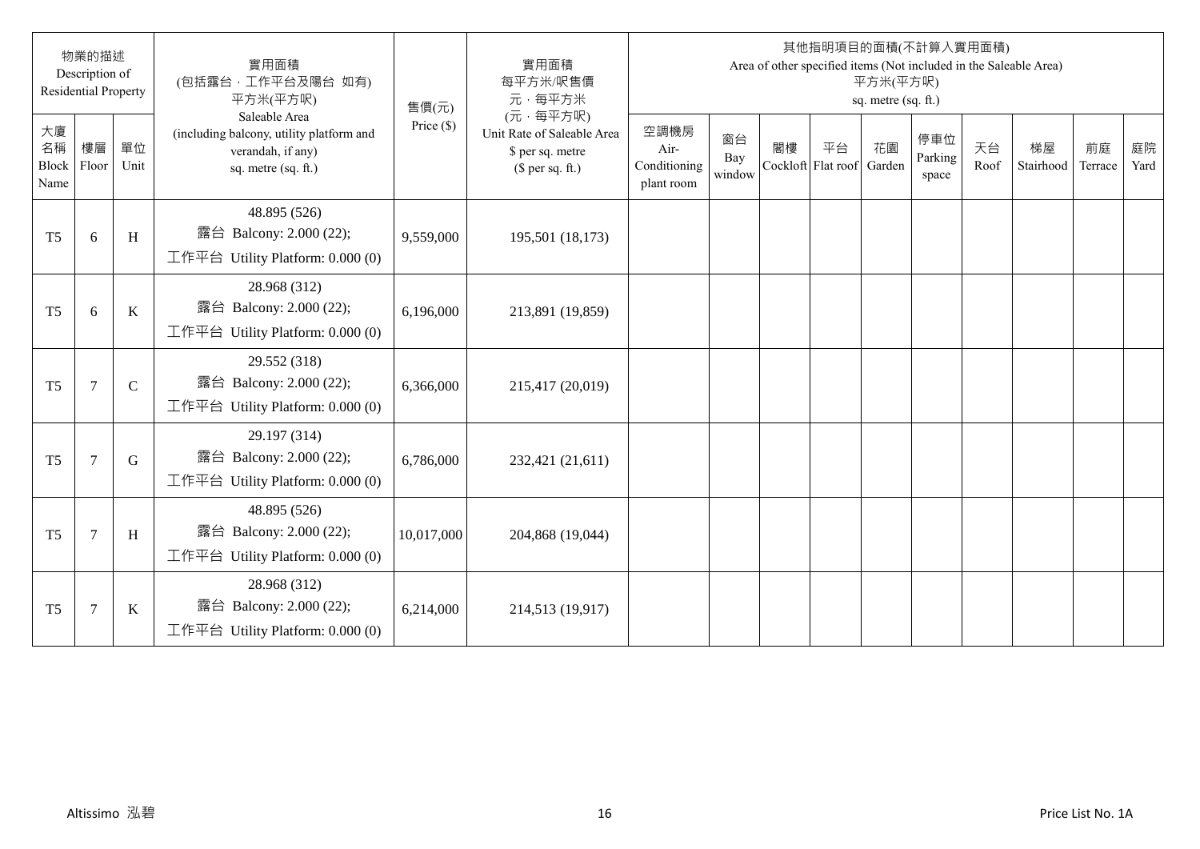| 物業的描述 Description of Residential Property | | | 實用面積 (包括露台．工作平台及陽台 如有) 平方米(平方呎) Saleable Area (including balcony, utility platform and verandah, if any) sq. metre (sq. ft.) | 售價(元) Price ($) | 實用面積 每平方米/呎售價 元．每平方米 (元．每平方呎) Unit Rate of Saleable Area $ per sq. metre ($ per sq. ft.) | 其他指明項目的面積(不計算入實用面積) Area of other specified items (Not included in the Saleable Area) 平方米(平方呎) sq. metre (sq. ft.) | | | | | | | | | |
|---|---|---|---|---|---|---|---|---|---|---|---|---|---|---|---|
| 大廈名稱 Block Name | 樓層 Floor | 單位 Unit | | | | 空調機房 Air-Conditioning plant room | 窗台 Bay window | 閣樓 Cockloft | 平台 Flat roof | 花園 Garden | 停車位 Parking space | 天台 Roof | 梯屋 Stairhood | 前庭 Terrace | 庭院 Yard |
| T5 | 6 | H | 48.895 (526) 露台 Balcony: 2.000 (22); 工作平台 Utility Platform: 0.000 (0) | 9,559,000 | 195,501 (18,173) | | | | | | | | | | |
| T5 | 6 | K | 28.968 (312) 露台 Balcony: 2.000 (22); 工作平台 Utility Platform: 0.000 (0) | 6,196,000 | 213,891 (19,859) | | | | | | | | | | |
| T5 | 7 | C | 29.552 (318) 露台 Balcony: 2.000 (22); 工作平台 Utility Platform: 0.000 (0) | 6,366,000 | 215,417 (20,019) | | | | | | | | | | |
| T5 | 7 | G | 29.197 (314) 露台 Balcony: 2.000 (22); 工作平台 Utility Platform: 0.000 (0) | 6,786,000 | 232,421 (21,611) | | | | | | | | | | |
| T5 | 7 | H | 48.895 (526) 露台 Balcony: 2.000 (22); 工作平台 Utility Platform: 0.000 (0) | 10,017,000 | 204,868 (19,044) | | | | | | | | | | |
| T5 | 7 | K | 28.968 (312) 露台 Balcony: 2.000 (22); 工作平台 Utility Platform: 0.000 (0) | 6,214,000 | 214,513 (19,917) | | | | | | | | | | |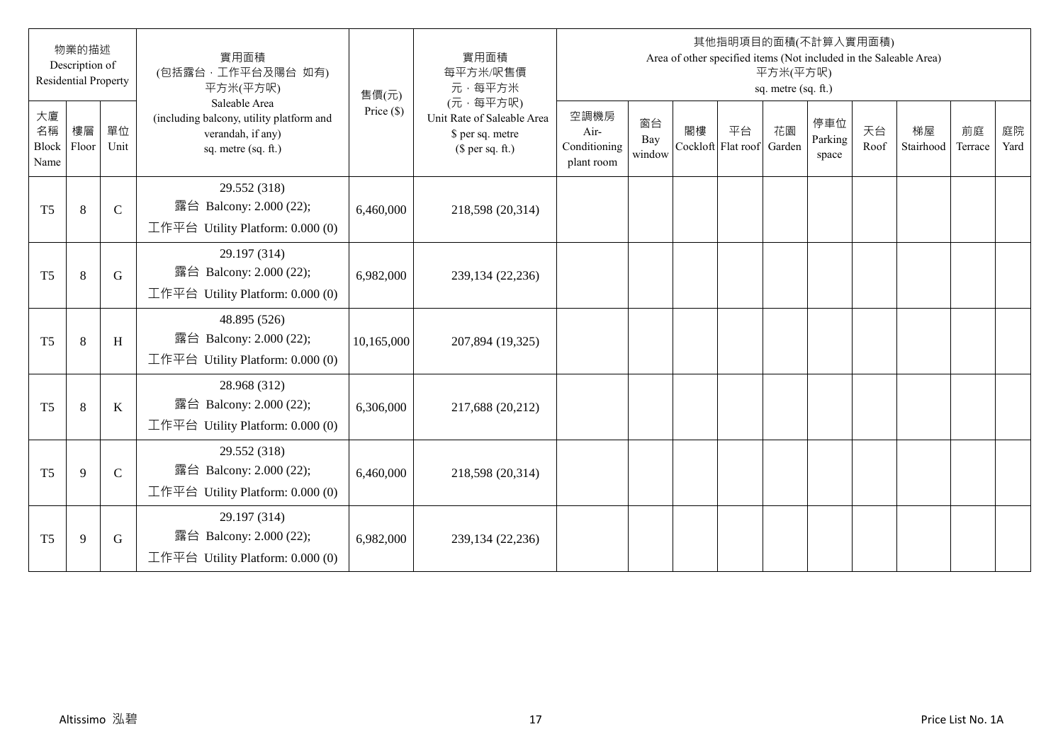| 物業的描述 Description of Residential Property | | | 實用面積 (包括露台，工作平台及陽台 如有) 平方米(平方呎) Saleable Area (including balcony, utility platform and verandah, if any) sq. metre (sq. ft.) | 售價(元) Price ($) | 實用面積 每平方米/呎售價 元，每平方米 (元，每平方呎) Unit Rate of Saleable Area $ per sq. metre ($ per sq. ft.) | 其他指明項目的面積(不計算入實用面積) Area of other specified items (Not included in the Saleable Area) 平方米(平方呎) sq. metre (sq. ft.) | | | | | | | | | |
|---|---|---|---|---|---|---|---|---|---|---|---|---|---|---|---|
| 大廈名稱 Block Name | 樓層 Floor | 單位 Unit | | | | 空調機房 Air-Conditioning plant room | 窗台 Bay window | 閣樓 Cockloft | 平台 Flat roof | 花園 Garden | 停車位 Parking space | 天台 Roof | 梯屋 Stairhood | 前庭 Terrace | 庭院 Yard |
| T5 | 8 | C | 29.552 (318) 露台 Balcony: 2.000 (22); 工作平台 Utility Platform: 0.000 (0) | 6,460,000 | 218,598 (20,314) | | | | | | | | | | |
| T5 | 8 | G | 29.197 (314) 露台 Balcony: 2.000 (22); 工作平台 Utility Platform: 0.000 (0) | 6,982,000 | 239,134 (22,236) | | | | | | | | | | |
| T5 | 8 | H | 48.895 (526) 露台 Balcony: 2.000 (22); 工作平台 Utility Platform: 0.000 (0) | 10,165,000 | 207,894 (19,325) | | | | | | | | | | |
| T5 | 8 | K | 28.968 (312) 露台 Balcony: 2.000 (22); 工作平台 Utility Platform: 0.000 (0) | 6,306,000 | 217,688 (20,212) | | | | | | | | | | |
| T5 | 9 | C | 29.552 (318) 露台 Balcony: 2.000 (22); 工作平台 Utility Platform: 0.000 (0) | 6,460,000 | 218,598 (20,314) | | | | | | | | | | |
| T5 | 9 | G | 29.197 (314) 露台 Balcony: 2.000 (22); 工作平台 Utility Platform: 0.000 (0) | 6,982,000 | 239,134 (22,236) | | | | | | | | | | |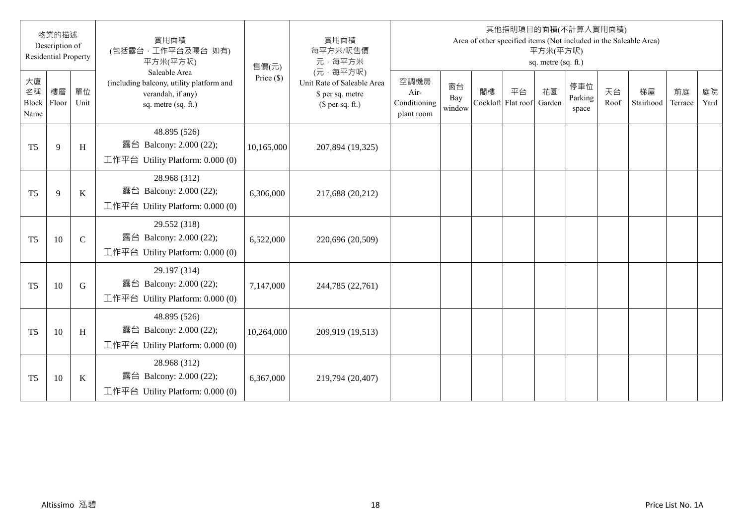| 物業的描述 Description of Residential Property | | | 實用面積 (包括露台,工作平台及陽台 如有) 平方米(平方呎) Saleable Area (including balcony, utility platform and verandah, if any) sq. metre (sq. ft.) | 售價(元) Price ($) | 實用面積 每平方米/呎售價 元,每平方米 (元,每平方呎) Unit Rate of Saleable Area $ per sq. metre ($ per sq. ft.) | 其他指明項目的面積(不計算入實用面積) Area of other specified items (Not included in the Saleable Area) 平方米(平方呎) sq. metre (sq. ft.) | | | | | | | | | |
|---|---|---|---|---|---|---|---|---|---|---|---|---|---|---|---|
| 大廈名稱 Block Name | 樓層 Floor | 單位 Unit | | | | 空調機房 Air-Conditioning plant room | 窗台 Bay window | 閣樓 Cockloft | 平台 Flat roof | 花園 Garden | 停車位 Parking space | 天台 Roof | 梯屋 Stairhood | 前庭 Terrace | 庭院 Yard |
| T5 | 9 | H | 48.895 (526) 露台 Balcony: 2.000 (22); 工作平台 Utility Platform: 0.000 (0) | 10,165,000 | 207,894 (19,325) | | | | | | | | | | |
| T5 | 9 | K | 28.968 (312) 露台 Balcony: 2.000 (22); 工作平台 Utility Platform: 0.000 (0) | 6,306,000 | 217,688 (20,212) | | | | | | | | | | |
| T5 | 10 | C | 29.552 (318) 露台 Balcony: 2.000 (22); 工作平台 Utility Platform: 0.000 (0) | 6,522,000 | 220,696 (20,509) | | | | | | | | | | |
| T5 | 10 | G | 29.197 (314) 露台 Balcony: 2.000 (22); 工作平台 Utility Platform: 0.000 (0) | 7,147,000 | 244,785 (22,761) | | | | | | | | | | |
| T5 | 10 | H | 48.895 (526) 露台 Balcony: 2.000 (22); 工作平台 Utility Platform: 0.000 (0) | 10,264,000 | 209,919 (19,513) | | | | | | | | | | |
| T5 | 10 | K | 28.968 (312) 露台 Balcony: 2.000 (22); 工作平台 Utility Platform: 0.000 (0) | 6,367,000 | 219,794 (20,407) | | | | | | | | | | |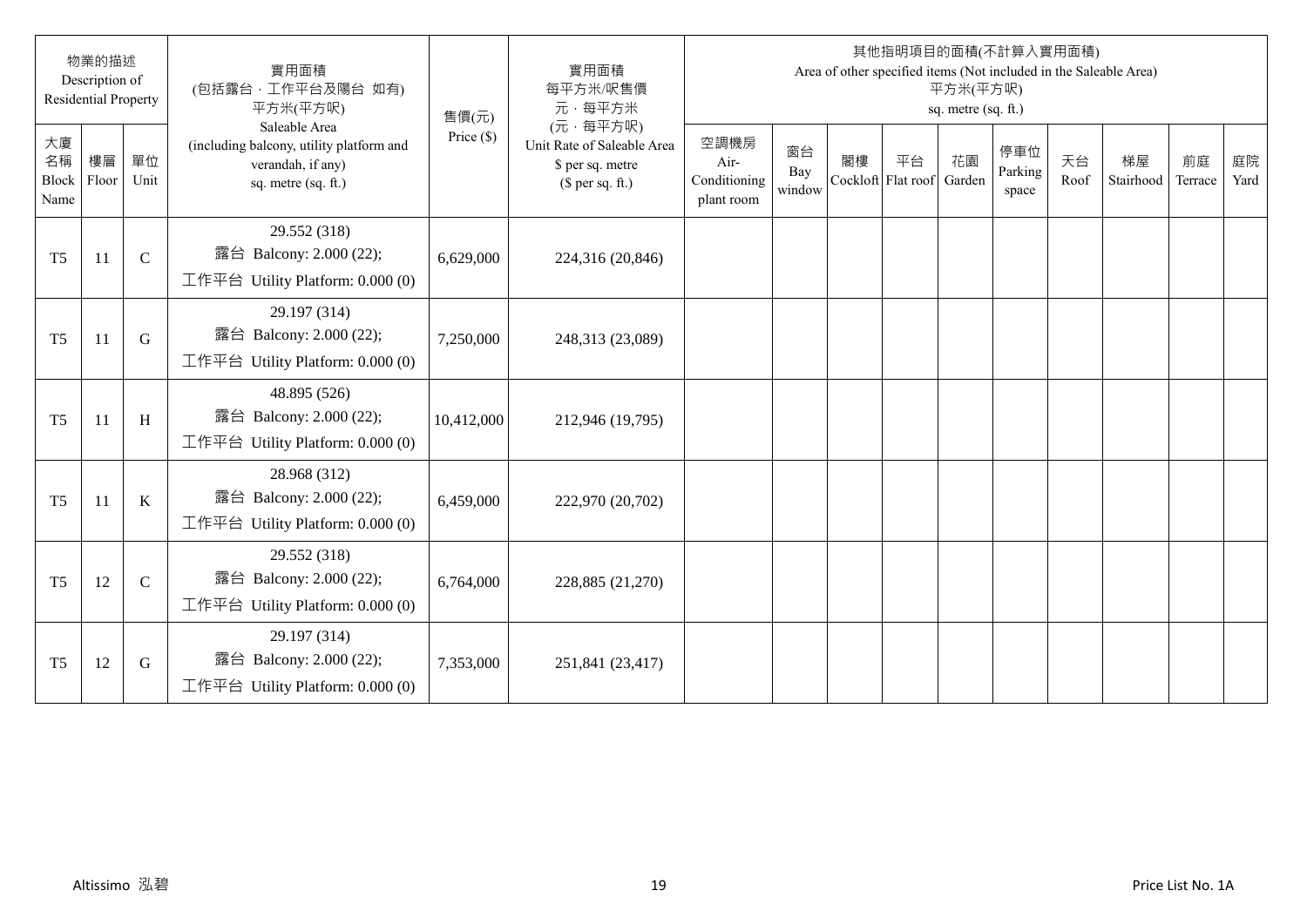| 物業的描述 Description of Residential Property | | | 實用面積 (包括露台，工作平台及陽台 如有) 平方米(平方呎) Saleable Area (including balcony, utility platform and verandah, if any) sq. metre (sq. ft.) | 售價(元) Price ($) | 實用面積 每平方米/呎售價 元，每平方米 (元，每平方呎) Unit Rate of Saleable Area $ per sq. metre ($ per sq. ft.) | 其他指明項目的面積(不計算入實用面積) Area of other specified items (Not included in the Saleable Area) 平方米(平方呎) sq. metre (sq. ft.) | | | | | | | | | |
|---|---|---|---|---|---|---|---|---|---|---|---|---|---|---|---|
| 大廈名稱 Block Name | 樓層 Floor | 單位 Unit | | | | 空調機房 Air-Conditioning plant room | 窗台 Bay window | 閣樓 Cockloft | 平台 Flat roof | 花園 Garden | 停車位 Parking space | 天台 Roof | 梯屋 Stairhood | 前庭 Terrace | 庭院 Yard |
| T5 | 11 | C | 29.552 (318) 露台 Balcony: 2.000 (22); 工作平台 Utility Platform: 0.000 (0) | 6,629,000 | 224,316 (20,846) | | | | | | | | | | |
| T5 | 11 | G | 29.197 (314) 露台 Balcony: 2.000 (22); 工作平台 Utility Platform: 0.000 (0) | 7,250,000 | 248,313 (23,089) | | | | | | | | | | |
| T5 | 11 | H | 48.895 (526) 露台 Balcony: 2.000 (22); 工作平台 Utility Platform: 0.000 (0) | 10,412,000 | 212,946 (19,795) | | | | | | | | | | |
| T5 | 11 | K | 28.968 (312) 露台 Balcony: 2.000 (22); 工作平台 Utility Platform: 0.000 (0) | 6,459,000 | 222,970 (20,702) | | | | | | | | | | |
| T5 | 12 | C | 29.552 (318) 露台 Balcony: 2.000 (22); 工作平台 Utility Platform: 0.000 (0) | 6,764,000 | 228,885 (21,270) | | | | | | | | | | |
| T5 | 12 | G | 29.197 (314) 露台 Balcony: 2.000 (22); 工作平台 Utility Platform: 0.000 (0) | 7,353,000 | 251,841 (23,417) | | | | | | | | | | |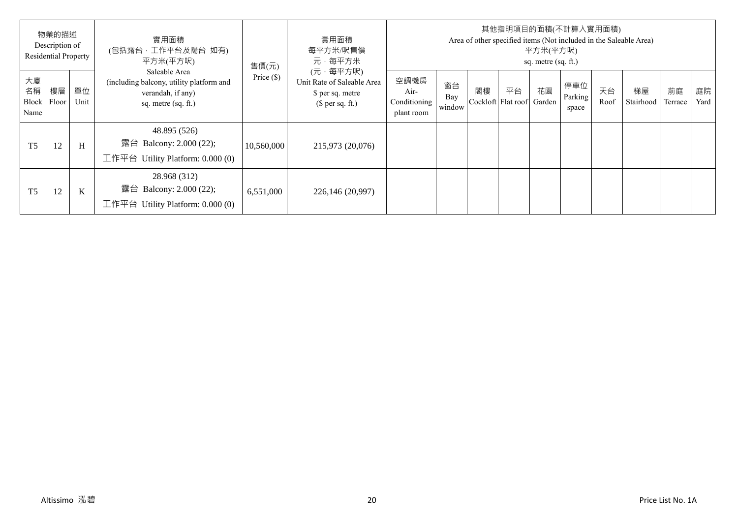| 物業的描述 Description of Residential Property | | | 實用面積 (包括露台，工作平台及陽台 如有) 平方米(平方呎) Saleable Area (including balcony, utility platform and verandah, if any) sq. metre (sq. ft.) | 售價(元) Price ($) | 實用面積 每平方米/呎售價 元，每平方米 (元，每平方呎) Unit Rate of Saleable Area $ per sq. metre ($ per sq. ft.) | 其他指明項目的面積(不計算入實用面積) Area of other specified items (Not included in the Saleable Area) 平方米(平方呎) sq. metre (sq. ft.) | | | | | | | | | |
|---|---|---|---|---|---|---|---|---|---|---|---|---|---|---|---|
| 大廈名稱 Block Name | 樓層 Floor | 單位 Unit | | | | 空調機房 Air-Conditioning plant room | 窗台 Bay window | 閣樓 Cockloft | 平台 Flat roof | 花園 Garden | 停車位 Parking space | 天台 Roof | 梯屋 Stairhood | 前庭 Terrace | 庭院 Yard |
| T5 | 12 | H | 48.895 (526) 露台 Balcony: 2.000 (22); 工作平台 Utility Platform: 0.000 (0) | 10,560,000 | 215,973 (20,076) | | | | | | | | | | |
| T5 | 12 | K | 28.968 (312) 露台 Balcony: 2.000 (22); 工作平台 Utility Platform: 0.000 (0) | 6,551,000 | 226,146 (20,997) | | | | | | | | | | |

Altissimo 泓碧

Price List No. 1A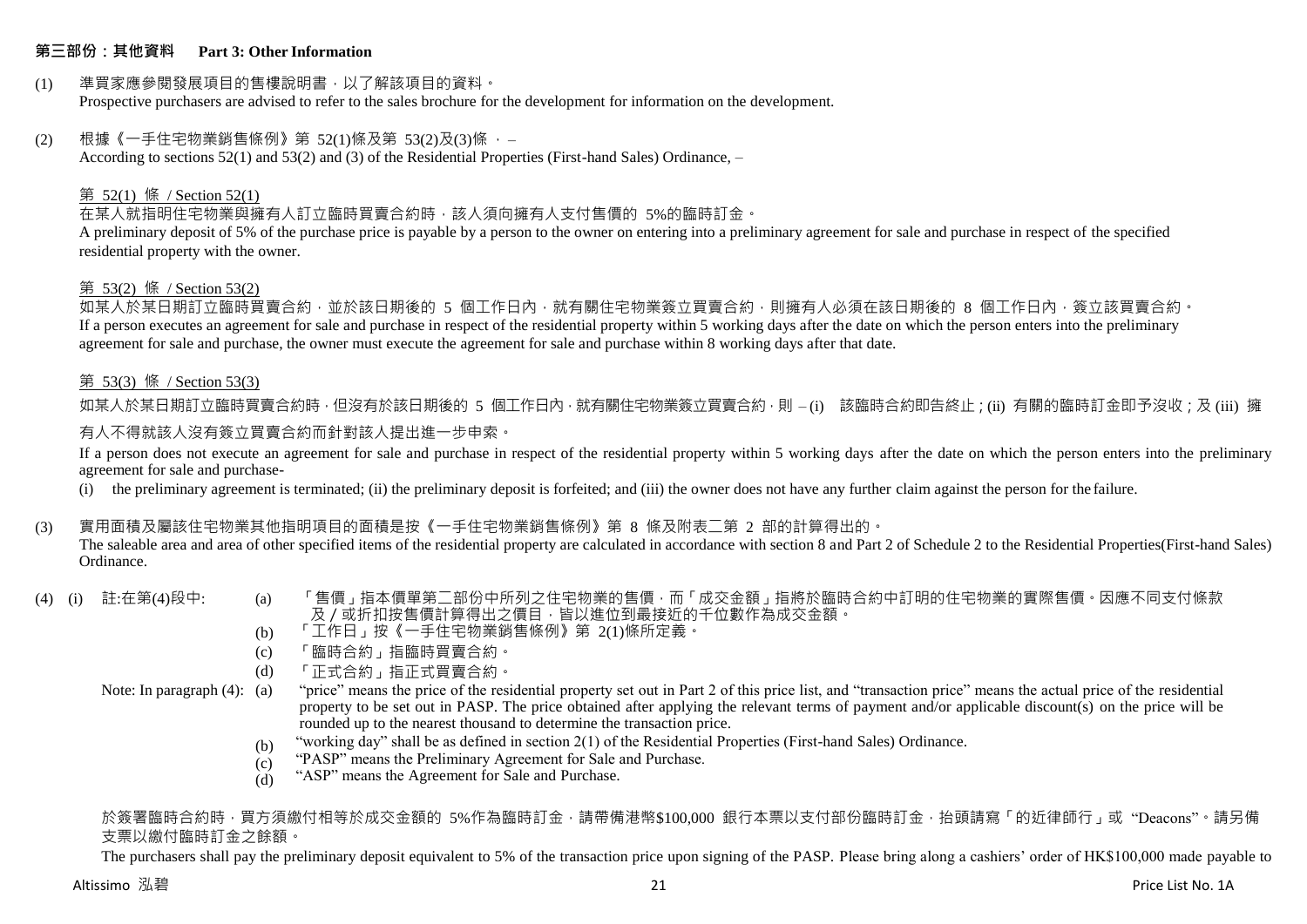## 第三部份：其他資料 Part 3: Other Information

(1) 準買家應參閱發展項目的售樓說明書，以了解該項目的資料。
Prospective purchasers are advised to refer to the sales brochure for the development for information on the development.

(2) 根據《一手住宅物業銷售條例》第 52(1)條及第 53(2)及(3)條 ， –
According to sections 52(1) and 53(2) and (3) of the Residential Properties (First-hand Sales) Ordinance, –

第 52(1) 條 / Section 52(1)

在某人就指明住宅物業與擁有人訂立臨時買賣合約時，該人須向擁有人支付售價的 5%的臨時訂金。
A preliminary deposit of 5% of the purchase price is payable by a person to the owner on entering into a preliminary agreement for sale and purchase in respect of the specified residential property with the owner.

第 53(2) 條 / Section 53(2)

如某人於某日期訂立臨時買賣合約，並於該日期後的 5 個工作日內，就有關住宅物業簽立買賣合約，則擁有人必須在該日期後的 8 個工作日內，簽立該買賣合約。
If a person executes an agreement for sale and purchase in respect of the residential property within 5 working days after the date on which the person enters into the preliminary agreement for sale and purchase, the owner must execute the agreement for sale and purchase within 8 working days after that date.

第 53(3) 條 / Section 53(3)

如某人於某日期訂立臨時買賣合約時，但沒有於該日期後的 5 個工作日內，就有關住宅物業簽立買賣合約，則 – (i) 該臨時合約即告終止；(ii) 有關的臨時訂金即予沒收；及 (iii) 擁有人不得就該人沒有簽立買賣合約而針對該人提出進一步申索。

If a person does not execute an agreement for sale and purchase in respect of the residential property within 5 working days after the date on which the person enters into the preliminary agreement for sale and purchase-

(i) the preliminary agreement is terminated; (ii) the preliminary deposit is forfeited; and (iii) the owner does not have any further claim against the person for the failure.

(3) 實用面積及屬該住宅物業其他指明項目的面積是按《一手住宅物業銷售條例》第 8 條及附表二第 2 部的計算得出的。
The saleable area and area of other specified items of the residential property are calculated in accordance with section 8 and Part 2 of Schedule 2 to the Residential Properties(First-hand Sales) Ordinance.

(4) (i) 註:在第(4)段中:

(a) 「售價」指本價單第二部份中所列之住宅物業的售價，而「成交金額」指將於臨時合約中訂明的住宅物業的實際售價。因應不同支付條款及／或折扣按售價計算得出之價目，皆以進位到最接近的千位數作為成交金額。
(b) 「工作日」按《一手住宅物業銷售條例》第 2(1)條所定義。
(c) 「臨時合約」指臨時買賣合約。
(d) 「正式合約」指正式買賣合約。

Note: In paragraph (4):

(a) "price" means the price of the residential property set out in Part 2 of this price list, and "transaction price" means the actual price of the residential property to be set out in PASP. The price obtained after applying the relevant terms of payment and/or applicable discount(s) on the price will be rounded up to the nearest thousand to determine the transaction price.
(b) "working day" shall be as defined in section 2(1) of the Residential Properties (First-hand Sales) Ordinance.
(c) "PASP" means the Preliminary Agreement for Sale and Purchase.
(d) "ASP" means the Agreement for Sale and Purchase.

於簽署臨時合約時，買方須繳付相等於成交金額的 5%作為臨時訂金，請帶備港幣$100,000 銀行本票以支付部份臨時訂金，抬頭請寫「的近律師行」或 "Deacons"。請另備支票以繳付臨時訂金之餘額。

The purchasers shall pay the preliminary deposit equivalent to 5% of the transaction price upon signing of the PASP. Please bring along a cashiers' order of HK$100,000 made payable to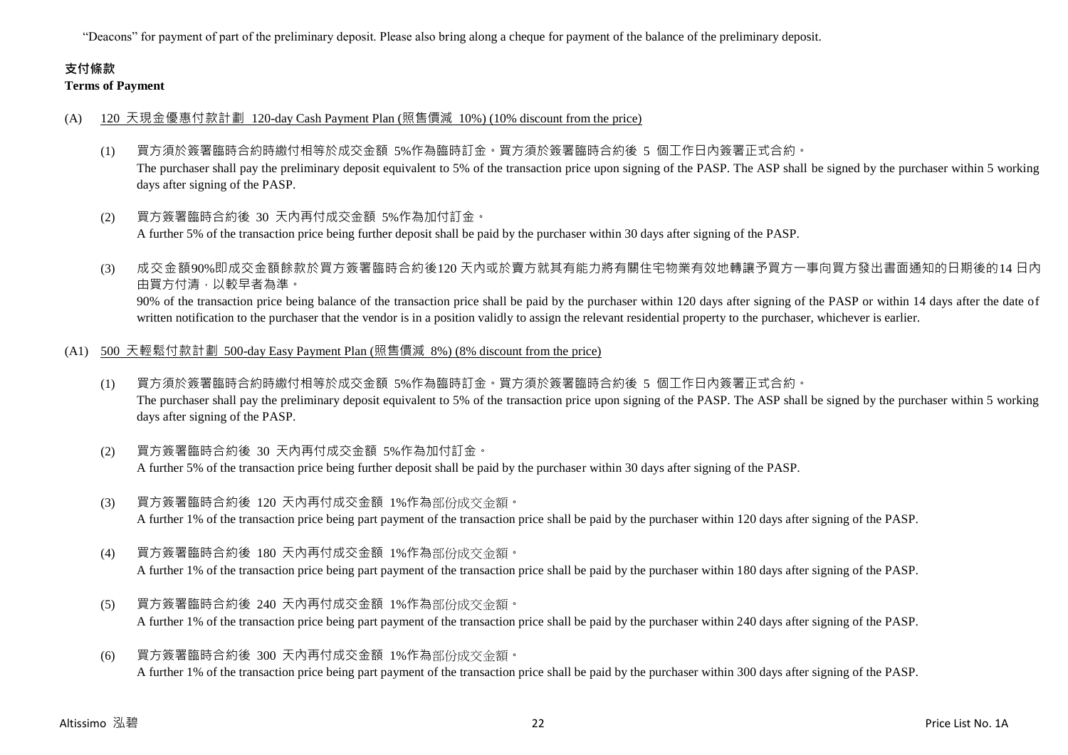"Deacons" for payment of part of the preliminary deposit. Please also bring along a cheque for payment of the balance of the preliminary deposit.

## 支付條款
**Terms of Payment**

(A) 120 天現金優惠付款計劃 120-day Cash Payment Plan (照售價減 10%) (10% discount from the price)

(1) 買方須於簽署臨時合約時繳付相等於成交金額 5%作為臨時訂金。買方須於簽署臨時合約後 5 個工作日內簽署正式合約。
The purchaser shall pay the preliminary deposit equivalent to 5% of the transaction price upon signing of the PASP. The ASP shall be signed by the purchaser within 5 working days after signing of the PASP.

(2) 買方簽署臨時合約後 30 天內再付成交金額 5%作為加付訂金。
A further 5% of the transaction price being further deposit shall be paid by the purchaser within 30 days after signing of the PASP.

(3) 成交金額90%即成交金額餘款於買方簽署臨時合約後120 天內或於賣方就其有能力將有關住宅物業有效地轉讓予買方一事向買方發出書面通知的日期後的14 日內由買方付清，以較早者為準。
90% of the transaction price being balance of the transaction price shall be paid by the purchaser within 120 days after signing of the PASP or within 14 days after the date of written notification to the purchaser that the vendor is in a position validly to assign the relevant residential property to the purchaser, whichever is earlier.

(A1) 500 天輕鬆付款計劃 500-day Easy Payment Plan (照售價減 8%) (8% discount from the price)

(1) 買方須於簽署臨時合約時繳付相等於成交金額 5%作為臨時訂金。買方須於簽署臨時合約後 5 個工作日內簽署正式合約。
The purchaser shall pay the preliminary deposit equivalent to 5% of the transaction price upon signing of the PASP. The ASP shall be signed by the purchaser within 5 working days after signing of the PASP.

(2) 買方簽署臨時合約後 30 天內再付成交金額 5%作為加付訂金。
A further 5% of the transaction price being further deposit shall be paid by the purchaser within 30 days after signing of the PASP.

(3) 買方簽署臨時合約後 120 天內再付成交金額 1%作為部份成交金額。
A further 1% of the transaction price being part payment of the transaction price shall be paid by the purchaser within 120 days after signing of the PASP.

(4) 買方簽署臨時合約後 180 天內再付成交金額 1%作為部份成交金額。
A further 1% of the transaction price being part payment of the transaction price shall be paid by the purchaser within 180 days after signing of the PASP.

(5) 買方簽署臨時合約後 240 天內再付成交金額 1%作為部份成交金額。
A further 1% of the transaction price being part payment of the transaction price shall be paid by the purchaser within 240 days after signing of the PASP.

(6) 買方簽署臨時合約後 300 天內再付成交金額 1%作為部份成交金額。
A further 1% of the transaction price being part payment of the transaction price shall be paid by the purchaser within 300 days after signing of the PASP.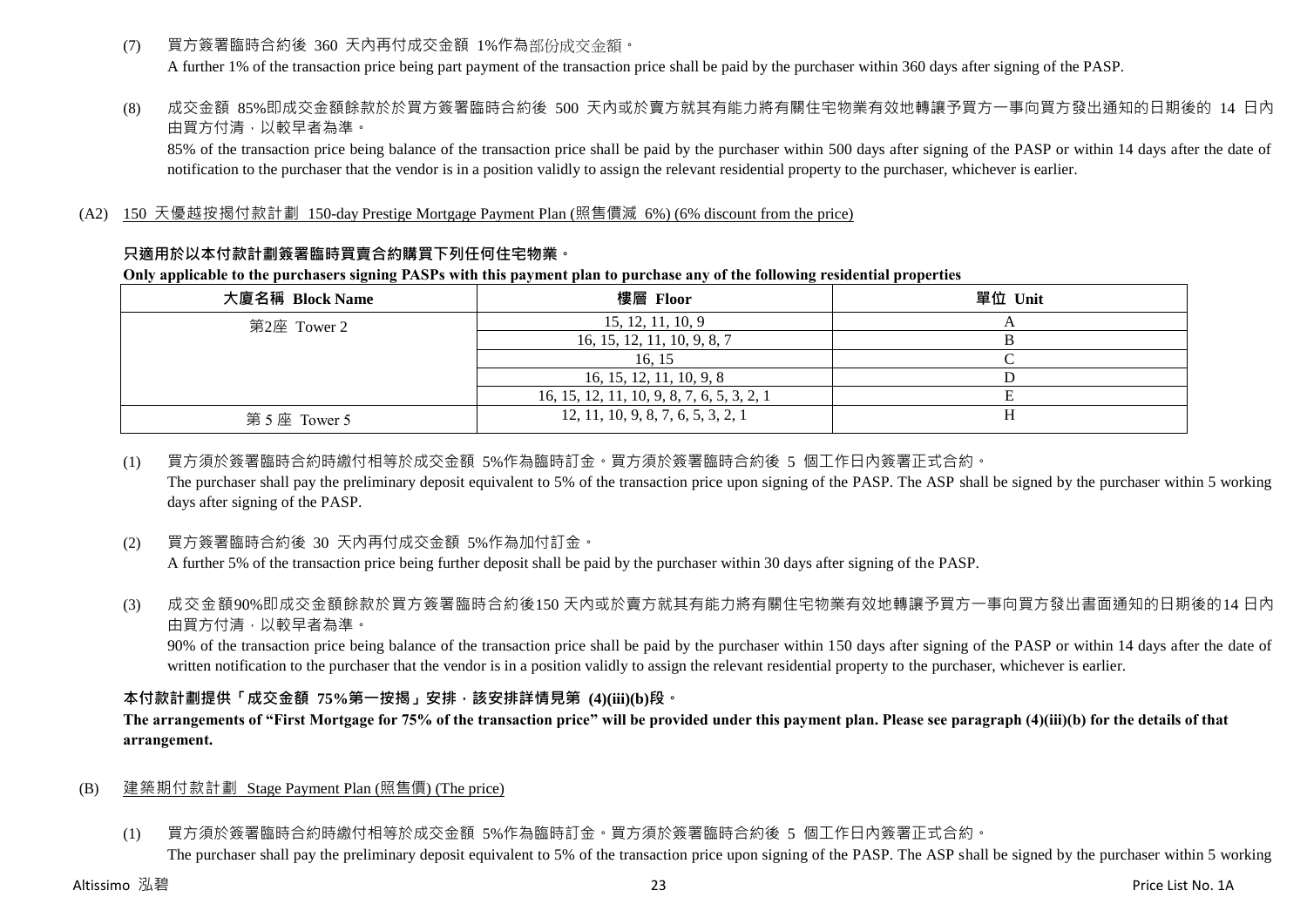(7) 買方簽署臨時合約後 360 天內再付成交金額 1%作為部份成交金額。
A further 1% of the transaction price being part payment of the transaction price shall be paid by the purchaser within 360 days after signing of the PASP.

(8) 成交金額 85%即成交金額餘款於於買方簽署臨時合約後 500 天內或於賣方就其有能力將有關住宅物業有效地轉讓予買方一事向買方發出通知的日期後的 14 日內由買方付清，以較早者為準。
85% of the transaction price being balance of the transaction price shall be paid by the purchaser within 500 days after signing of the PASP or within 14 days after the date of notification to the purchaser that the vendor is in a position validly to assign the relevant residential property to the purchaser, whichever is earlier.

(A2) 150 天優越按揭付款計劃 150-day Prestige Mortgage Payment Plan (照售價減 6%) (6% discount from the price)

**只適用於以本付款計劃簽署臨時買賣合約購買下列任何住宅物業。**

**Only applicable to the purchasers signing PASPs with this payment plan to purchase any of the following residential properties**

| 大廈名稱 Block Name | 樓層 Floor | 單位 Unit |
|---|---|---|
| 第2座 Tower 2 | 15, 12, 11, 10, 9 | A |
| | 16, 15, 12, 11, 10, 9, 8, 7 | B |
| | 16, 15 | C |
| | 16, 15, 12, 11, 10, 9, 8 | D |
| | 16, 15, 12, 11, 10, 9, 8, 7, 6, 5, 3, 2, 1 | E |
| 第 5 座 Tower 5 | 12, 11, 10, 9, 8, 7, 6, 5, 3, 2, 1 | H |

(1) 買方須於簽署臨時合約時繳付相等於成交金額 5%作為臨時訂金。買方須於簽署臨時合約後 5 個工作日內簽署正式合約。
The purchaser shall pay the preliminary deposit equivalent to 5% of the transaction price upon signing of the PASP. The ASP shall be signed by the purchaser within 5 working days after signing of the PASP.

(2) 買方簽署臨時合約後 30 天內再付成交金額 5%作為加付訂金。
A further 5% of the transaction price being further deposit shall be paid by the purchaser within 30 days after signing of the PASP.

(3) 成交金額90%即成交金額餘款於買方簽署臨時合約後150 天內或於賣方就其有能力將有關住宅物業有效地轉讓予買方一事向買方發出書面通知的日期後的14 日內由買方付清，以較早者為準。
90% of the transaction price being balance of the transaction price shall be paid by the purchaser within 150 days after signing of the PASP or within 14 days after the date of written notification to the purchaser that the vendor is in a position validly to assign the relevant residential property to the purchaser, whichever is earlier.

**本付款計劃提供「成交金額 75%第一按揭」安排，該安排詳情見第 (4)(iii)(b)段。**

**The arrangements of "First Mortgage for 75% of the transaction price" will be provided under this payment plan. Please see paragraph (4)(iii)(b) for the details of that arrangement.**

(B) 建築期付款計劃 Stage Payment Plan (照售價) (The price)

(1) 買方須於簽署臨時合約時繳付相等於成交金額 5%作為臨時訂金。買方須於簽署臨時合約後 5 個工作日內簽署正式合約。
The purchaser shall pay the preliminary deposit equivalent to 5% of the transaction price upon signing of the PASP. The ASP shall be signed by the purchaser within 5 working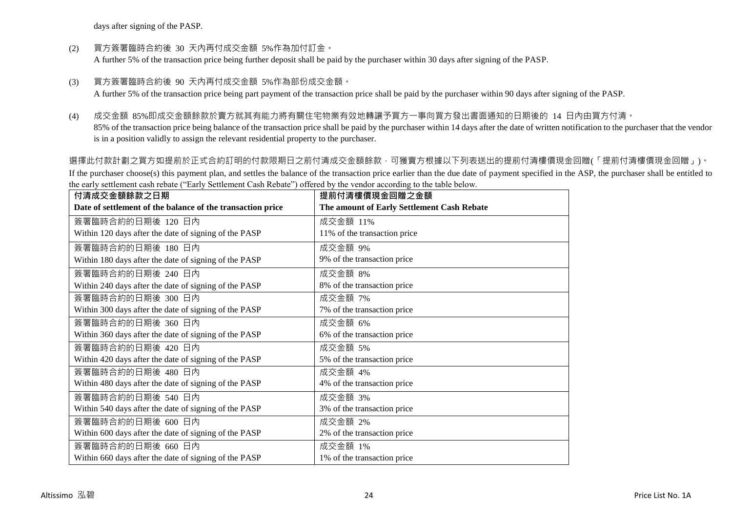days after signing of the PASP.

(2) 買方簽署臨時合約後 30 天內再付成交金額 5%作為加付訂金。
A further 5% of the transaction price being further deposit shall be paid by the purchaser within 30 days after signing of the PASP.

(3) 買方簽署臨時合約後 90 天內再付成交金額 5%作為部份成交金額。
A further 5% of the transaction price being part payment of the transaction price shall be paid by the purchaser within 90 days after signing of the PASP.

(4) 成交金額 85%即成交金額餘款於賣方就其有能力將有關住宅物業有效地轉讓予買方一事向買方發出書面通知的日期後的 14 日內由買方付清。
85% of the transaction price being balance of the transaction price shall be paid by the purchaser within 14 days after the date of written notification to the purchaser that the vendor is in a position validly to assign the relevant residential property to the purchaser.

選擇此付款計劃之買方如提前於正式合約訂明的付款限期日之前付清成交金額餘款，可獲賣方根據以下列表送出的提前付清樓價現金回贈(「提前付清樓價現金回贈」)。
If the purchaser choose(s) this payment plan, and settles the balance of the transaction price earlier than the due date of payment specified in the ASP, the purchaser shall be entitled to the early settlement cash rebate ("Early Settlement Cash Rebate") offered by the vendor according to the table below.

| **付清成交金額餘款之日期**<br>**Date of settlement of the balance of the transaction price** | **提前付清樓價現金回贈之金額**<br>**The amount of Early Settlement Cash Rebate** |
|---|---|
| 簽署臨時合約的日期後 120 日內<br>Within 120 days after the date of signing of the PASP | 成交金額 11%<br>11% of the transaction price |
| 簽署臨時合約的日期後 180 日內<br>Within 180 days after the date of signing of the PASP | 成交金額 9%<br>9% of the transaction price |
| 簽署臨時合約的日期後 240 日內<br>Within 240 days after the date of signing of the PASP | 成交金額 8%<br>8% of the transaction price |
| 簽署臨時合約的日期後 300 日內<br>Within 300 days after the date of signing of the PASP | 成交金額 7%<br>7% of the transaction price |
| 簽署臨時合約的日期後 360 日內<br>Within 360 days after the date of signing of the PASP | 成交金額 6%<br>6% of the transaction price |
| 簽署臨時合約的日期後 420 日內<br>Within 420 days after the date of signing of the PASP | 成交金額 5%<br>5% of the transaction price |
| 簽署臨時合約的日期後 480 日內<br>Within 480 days after the date of signing of the PASP | 成交金額 4%<br>4% of the transaction price |
| 簽署臨時合約的日期後 540 日內<br>Within 540 days after the date of signing of the PASP | 成交金額 3%<br>3% of the transaction price |
| 簽署臨時合約的日期後 600 日內<br>Within 600 days after the date of signing of the PASP | 成交金額 2%<br>2% of the transaction price |
| 簽署臨時合約的日期後 660 日內<br>Within 660 days after the date of signing of the PASP | 成交金額 1%<br>1% of the transaction price |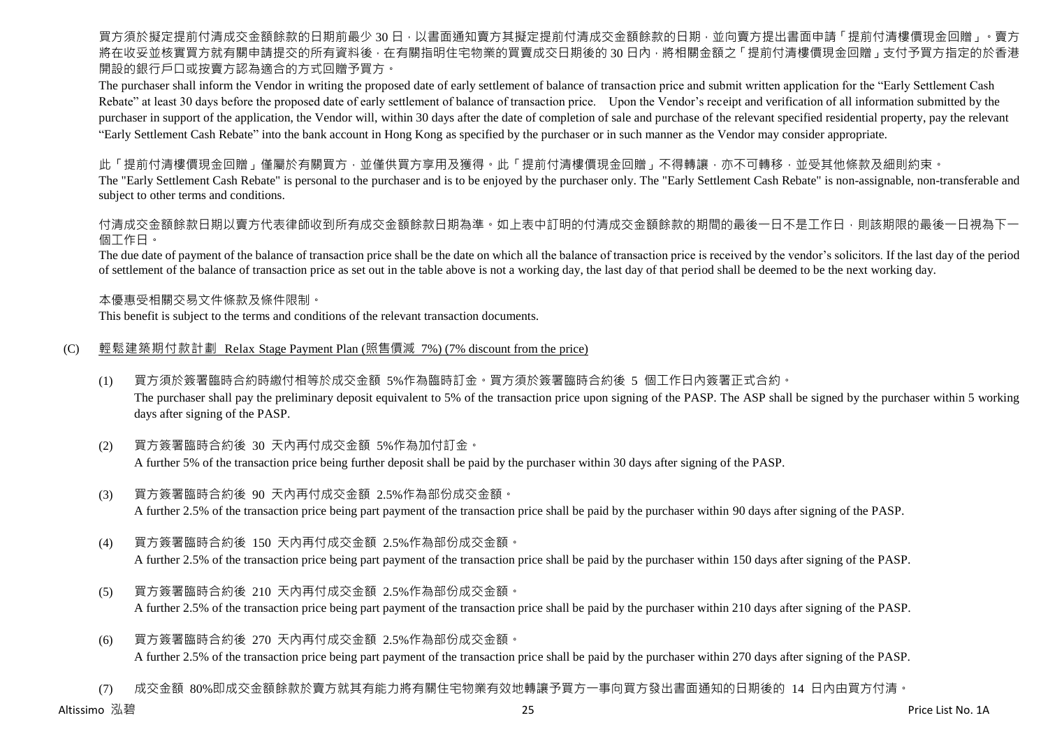買方須於擬定提前付清成交金額餘款的日期前最少 30 日，以書面通知賣方其擬定提前付清成交金額餘款的日期，並向賣方提出書面申請「提前付清樓價現金回贈」。賣方將在收妥並核實買方就有關申請提交的所有資料後，在有關指明住宅物業的買賣成交日期後的 30 日內，將相關金額之「提前付清樓價現金回贈」支付予買方指定的於香港開設的銀行戶口或按賣方認為適合的方式回贈予買方。

The purchaser shall inform the Vendor in writing the proposed date of early settlement of balance of transaction price and submit written application for the "Early Settlement Cash Rebate" at least 30 days before the proposed date of early settlement of balance of transaction price. Upon the Vendor's receipt and verification of all information submitted by the purchaser in support of the application, the Vendor will, within 30 days after the date of completion of sale and purchase of the relevant specified residential property, pay the relevant "Early Settlement Cash Rebate" into the bank account in Hong Kong as specified by the purchaser or in such manner as the Vendor may consider appropriate.

此「提前付清樓價現金回贈」僅屬於有關買方，並僅供買方享用及獲得。此「提前付清樓價現金回贈」不得轉讓，亦不可轉移，並受其他條款及細則約束。

The "Early Settlement Cash Rebate" is personal to the purchaser and is to be enjoyed by the purchaser only. The "Early Settlement Cash Rebate" is non-assignable, non-transferable and subject to other terms and conditions.

付清成交金額餘款日期以賣方代表律師收到所有成交金額餘款日期為準。如上表中訂明的付清成交金額餘款的期間的最後一日不是工作日，則該期限的最後一日視為下一個工作日。

The due date of payment of the balance of transaction price shall be the date on which all the balance of transaction price is received by the vendor's solicitors. If the last day of the period of settlement of the balance of transaction price as set out in the table above is not a working day, the last day of that period shall be deemed to be the next working day.

本優惠受相關交易文件條款及條件限制。

This benefit is subject to the terms and conditions of the relevant transaction documents.

(C) 輕鬆建築期付款計劃 Relax Stage Payment Plan (照售價減 7%) (7% discount from the price)

(1) 買方須於簽署臨時合約時繳付相等於成交金額 5%作為臨時訂金。買方須於簽署臨時合約後 5 個工作日內簽署正式合約。
The purchaser shall pay the preliminary deposit equivalent to 5% of the transaction price upon signing of the PASP. The ASP shall be signed by the purchaser within 5 working days after signing of the PASP.

(2) 買方簽署臨時合約後 30 天內再付成交金額 5%作為加付訂金。
A further 5% of the transaction price being further deposit shall be paid by the purchaser within 30 days after signing of the PASP.

(3) 買方簽署臨時合約後 90 天內再付成交金額 2.5%作為部份成交金額。
A further 2.5% of the transaction price being part payment of the transaction price shall be paid by the purchaser within 90 days after signing of the PASP.

(4) 買方簽署臨時合約後 150 天內再付成交金額 2.5%作為部份成交金額。
A further 2.5% of the transaction price being part payment of the transaction price shall be paid by the purchaser within 150 days after signing of the PASP.

(5) 買方簽署臨時合約後 210 天內再付成交金額 2.5%作為部份成交金額。
A further 2.5% of the transaction price being part payment of the transaction price shall be paid by the purchaser within 210 days after signing of the PASP.

(6) 買方簽署臨時合約後 270 天內再付成交金額 2.5%作為部份成交金額。
A further 2.5% of the transaction price being part payment of the transaction price shall be paid by the purchaser within 270 days after signing of the PASP.

(7) 成交金額 80%即成交金額餘款於賣方就其有能力將有關住宅物業有效地轉讓予買方一事向買方發出書面通知的日期後的 14 日內由買方付清。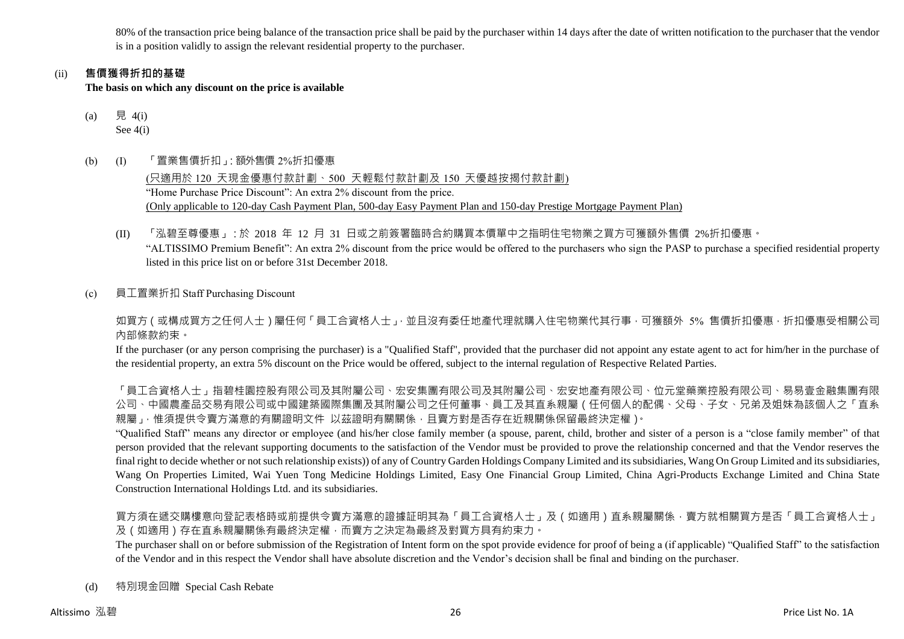80% of the transaction price being balance of the transaction price shall be paid by the purchaser within 14 days after the date of written notification to the purchaser that the vendor is in a position validly to assign the relevant residential property to the purchaser.

(ii) **售價獲得折扣的基礎**
**The basis on which any discount on the price is available**

(a) 見 4(i)
See 4(i)

(b) (I) 「置業售價折扣」: 額外售價 2%折扣優惠
(只適用於 120 天現金優惠付款計劃、500 天輕鬆付款計劃及 150 天優越按揭付款計劃)
"Home Purchase Price Discount": An extra 2% discount from the price.
(Only applicable to 120-day Cash Payment Plan, 500-day Easy Payment Plan and 150-day Prestige Mortgage Payment Plan)

(II) 「泓碧至尊優惠」: 於 2018 年 12 月 31 日或之前簽署臨時合約購買本價單中之指明住宅物業之買方可獲額外售價 2%折扣優惠。
"ALTISSIMO Premium Benefit": An extra 2% discount from the price would be offered to the purchasers who sign the PASP to purchase a specified residential property listed in this price list on or before 31st December 2018.

(c) 員工置業折扣 Staff Purchasing Discount

如買方(或構成買方之任何人士)屬任何「員工合資格人士」, 並且沒有委任地產代理就購入住宅物業代其行事, 可獲額外 5% 售價折扣優惠, 折扣優惠受相關公司內部條款約束。
If the purchaser (or any person comprising the purchaser) is a "Qualified Staff", provided that the purchaser did not appoint any estate agent to act for him/her in the purchase of the residential property, an extra 5% discount on the Price would be offered, subject to the internal regulation of Respective Related Parties.

「員工合資格人士」指碧桂園控股有限公司及其附屬公司、宏安集團有限公司及其附屬公司、宏安地產有限公司、位元堂藥業控股有限公司、易易壹金融集團有限公司、中國農產品交易有限公司或中國建築國際集團及其附屬公司之任何董事、員工及其直系親屬(任何個人的配偶、父母、子女、兄弟及姐妹為該個人之「直系親屬」, 惟須提供令賣方滿意的有關證明文件 以茲證明有關關係, 且賣方對是否存在近親關係保留最終決定權)。
"Qualified Staff" means any director or employee (and his/her close family member (a spouse, parent, child, brother and sister of a person is a "close family member" of that person provided that the relevant supporting documents to the satisfaction of the Vendor must be provided to prove the relationship concerned and that the Vendor reserves the final right to decide whether or not such relationship exists)) of any of Country Garden Holdings Company Limited and its subsidiaries, Wang On Group Limited and its subsidiaries, Wang On Properties Limited, Wai Yuen Tong Medicine Holdings Limited, Easy One Financial Group Limited, China Agri-Products Exchange Limited and China State Construction International Holdings Ltd. and its subsidiaries.

買方須在遞交購樓意向登記表格時或前提供令賣方滿意的證據証明其為「員工合資格人士」及(如適用)直系親屬關係, 賣方就相關買方是否「員工合資格人士」及(如適用)存在直系親屬關係有最終決定權, 而賣方之決定為最終及對買方具有約束力。
The purchaser shall on or before submission of the Registration of Intent form on the spot provide evidence for proof of being a (if applicable) "Qualified Staff" to the satisfaction of the Vendor and in this respect the Vendor shall have absolute discretion and the Vendor's decision shall be final and binding on the purchaser.

(d) 特別現金回贈 Special Cash Rebate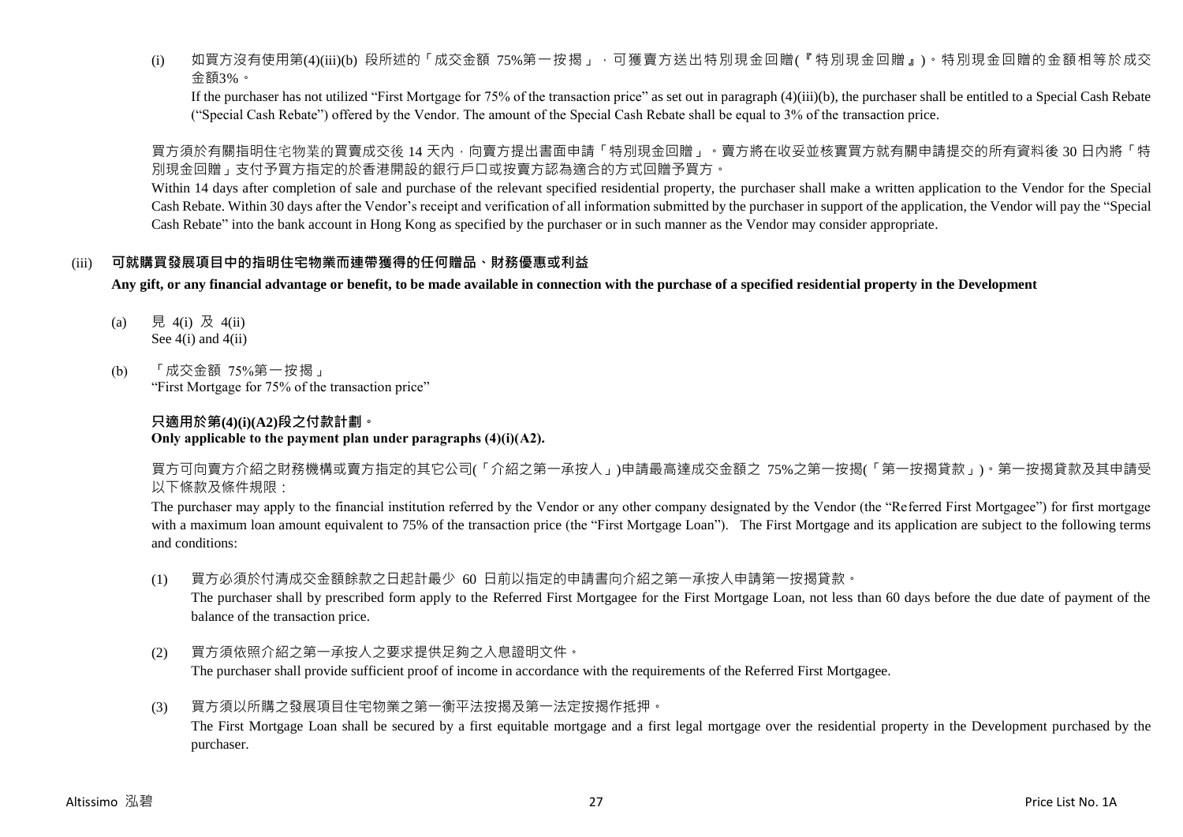(i) 如買方沒有使用第(4)(iii)(b) 段所述的「成交金額 75%第一按揭」，可獲賣方送出特別現金回贈(『特別現金回贈』)。特別現金回贈的金額相等於成交金額3%。

If the purchaser has not utilized "First Mortgage for 75% of the transaction price" as set out in paragraph (4)(iii)(b), the purchaser shall be entitled to a Special Cash Rebate ("Special Cash Rebate") offered by the Vendor. The amount of the Special Cash Rebate shall be equal to 3% of the transaction price.

買方須於有關指明住宅物業的買賣成交後 14 天內，向賣方提出書面申請「特別現金回贈」。賣方將在收妥並核實買方就有關申請提交的所有資料後 30 日內將「特別現金回贈」支付予買方指定的於香港開設的銀行戶口或按賣方認為適合的方式回贈予買方。

Within 14 days after completion of sale and purchase of the relevant specified residential property, the purchaser shall make a written application to the Vendor for the Special Cash Rebate. Within 30 days after the Vendor's receipt and verification of all information submitted by the purchaser in support of the application, the Vendor will pay the "Special Cash Rebate" into the bank account in Hong Kong as specified by the purchaser or in such manner as the Vendor may consider appropriate.

### (iii) 可就購買發展項目中的指明住宅物業而連帶獲得的任何贈品、財務優惠或利益

**Any gift, or any financial advantage or benefit, to be made available in connection with the purchase of a specified residential property in the Development**

(a) 見 4(i) 及 4(ii)
See 4(i) and 4(ii)

(b) 「成交金額 75%第一按揭」
"First Mortgage for 75% of the transaction price"

**只適用於第(4)(i)(A2)段之付款計劃。**
**Only applicable to the payment plan under paragraphs (4)(i)(A2).**

買方可向賣方介紹之財務機構或賣方指定的其它公司(「介紹之第一承按人」)申請最高達成交金額之 75%之第一按揭(「第一按揭貸款」)。第一按揭貸款及其申請受以下條款及條件規限：

The purchaser may apply to the financial institution referred by the Vendor or any other company designated by the Vendor (the "Referred First Mortgagee") for first mortgage with a maximum loan amount equivalent to 75% of the transaction price (the "First Mortgage Loan"). The First Mortgage and its application are subject to the following terms and conditions:

(1) 買方必須於付清成交金額餘款之日起計最少 60 日前以指定的申請書向介紹之第一承按人申請第一按揭貸款。
The purchaser shall by prescribed form apply to the Referred First Mortgagee for the First Mortgage Loan, not less than 60 days before the due date of payment of the balance of the transaction price.

(2) 買方須依照介紹之第一承按人之要求提供足夠之入息證明文件。
The purchaser shall provide sufficient proof of income in accordance with the requirements of the Referred First Mortgagee.

(3) 買方須以所購之發展項目住宅物業之第一衡平法按揭及第一法定按揭作抵押。
The First Mortgage Loan shall be secured by a first equitable mortgage and a first legal mortgage over the residential property in the Development purchased by the purchaser.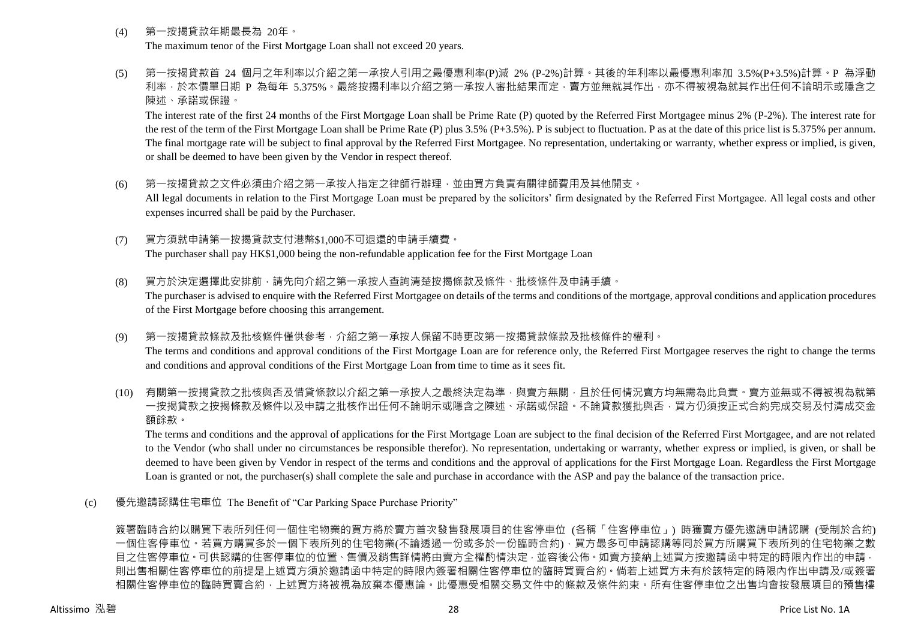(4) 第一按揭貸款年期最長為 20年。

The maximum tenor of the First Mortgage Loan shall not exceed 20 years.

(5) 第一按揭貸款首 24 個月之年利率以介紹之第一承按人引用之最優惠利率(P)減 2% (P-2%)計算。其後的年利率以最優惠利率加 3.5%(P+3.5%)計算。P 為浮動利率，於本價單日期 P 為每年 5.375%。最終按揭利率以介紹之第一承按人審批結果而定，賣方並無就其作出，亦不得被視為就其作出任何不論明示或隱含之陳述、承諾或保證。

The interest rate of the first 24 months of the First Mortgage Loan shall be Prime Rate (P) quoted by the Referred First Mortgagee minus 2% (P-2%). The interest rate for the rest of the term of the First Mortgage Loan shall be Prime Rate (P) plus 3.5% (P+3.5%). P is subject to fluctuation. P as at the date of this price list is 5.375% per annum. The final mortgage rate will be subject to final approval by the Referred First Mortgagee. No representation, undertaking or warranty, whether express or implied, is given, or shall be deemed to have been given by the Vendor in respect thereof.

(6) 第一按揭貸款之文件必須由介紹之第一承按人指定之律師行辦理，並由買方負責有關律師費用及其他開支。

All legal documents in relation to the First Mortgage Loan must be prepared by the solicitors' firm designated by the Referred First Mortgagee. All legal costs and other expenses incurred shall be paid by the Purchaser.

(7) 買方須就申請第一按揭貸款支付港幣$1,000不可退還的申請手續費。

The purchaser shall pay HK$1,000 being the non-refundable application fee for the First Mortgage Loan

(8) 買方於決定選擇此安排前，請先向介紹之第一承按人查詢清楚按揭條款及條件、批核條件及申請手續。

The purchaser is advised to enquire with the Referred First Mortgagee on details of the terms and conditions of the mortgage, approval conditions and application procedures of the First Mortgage before choosing this arrangement.

(9) 第一按揭貸款條款及批核條件僅供參考，介紹之第一承按人保留不時更改第一按揭貸款條款及批核條件的權利。

The terms and conditions and approval conditions of the First Mortgage Loan are for reference only, the Referred First Mortgagee reserves the right to change the terms and conditions and approval conditions of the First Mortgage Loan from time to time as it sees fit.

(10) 有關第一按揭貸款之批核與否及借貸條款以介紹之第一承按人之最終決定為準，與賣方無關，且於任何情況賣方均無需為此負責。賣方並無或不得被視為就第一按揭貸款之按揭條款及條件以及申請之批核作出任何不論明示或隱含之陳述、承諾或保證。不論貸款獲批與否，買方仍須按正式合約完成交易及付清成交金額餘款。

The terms and conditions and the approval of applications for the First Mortgage Loan are subject to the final decision of the Referred First Mortgagee, and are not related to the Vendor (who shall under no circumstances be responsible therefor). No representation, undertaking or warranty, whether express or implied, is given, or shall be deemed to have been given by Vendor in respect of the terms and conditions and the approval of applications for the First Mortgage Loan. Regardless the First Mortgage Loan is granted or not, the purchaser(s) shall complete the sale and purchase in accordance with the ASP and pay the balance of the transaction price.

(c) 優先邀請認購住宅車位 The Benefit of "Car Parking Space Purchase Priority"

簽署臨時合約以購買下表所列任何一個住宅物業的買方將於賣方首次發售發展項目的住客停車位 (各稱「住客停車位」) 時獲賣方優先邀請申請認購 (受制於合約) 一個住客停車位。若買方購買多於一個下表所列的住宅物業(不論透過一份或多於一份臨時合約)，買方最多可申請認購等同於買方所購買下表所列的住宅物業之數目之住客停車位。可供認購的住客停車位的位置、售價及銷售詳情將由賣方全權酌情決定，並容後公佈。如賣方接納上述買方按邀請函中特定的時限內作出的申請，則出售相關住客停車位的前提是上述買方須於邀請函中特定的時限內簽署相關住客停車位的臨時買賣合約。倘若上述買方未有於該特定的時限內作出申請及/或簽署相關住客停車位的臨時買賣合約，上述買方將被視為放棄本優惠論。此優惠受相關交易文件中的條款及條件約束。所有住客停車位之出售均會按發展項目的預售樓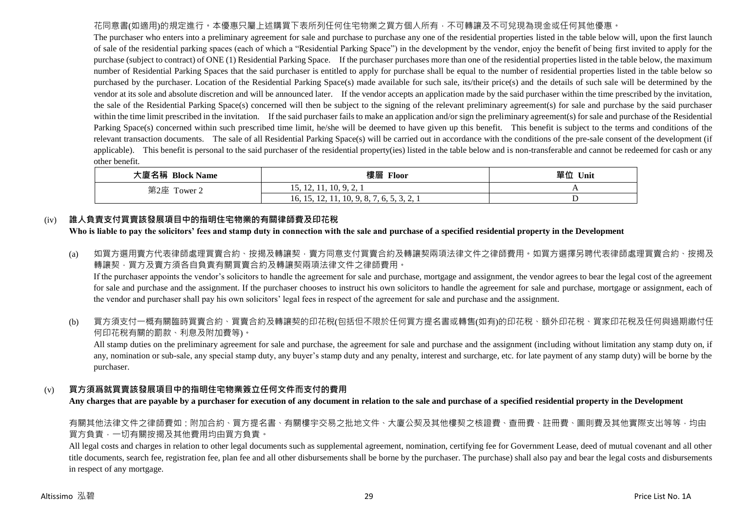花同意書(如適用)的規定進行。本優惠只屬上述購買下表所列任何住宅物業之買方個人所有，不可轉讓及不可兌現為現金或任何其他優惠。

The purchaser who enters into a preliminary agreement for sale and purchase to purchase any one of the residential properties listed in the table below will, upon the first launch of sale of the residential parking spaces (each of which a "Residential Parking Space") in the development by the vendor, enjoy the benefit of being first invited to apply for the purchase (subject to contract) of ONE (1) Residential Parking Space. If the purchaser purchases more than one of the residential properties listed in the table below, the maximum number of Residential Parking Spaces that the said purchaser is entitled to apply for purchase shall be equal to the number of residential properties listed in the table below so purchased by the purchaser. Location of the Residential Parking Space(s) made available for such sale, its/their price(s) and the details of such sale will be determined by the vendor at its sole and absolute discretion and will be announced later. If the vendor accepts an application made by the said purchaser within the time prescribed by the invitation, the sale of the Residential Parking Space(s) concerned will then be subject to the signing of the relevant preliminary agreement(s) for sale and purchase by the said purchaser within the time limit prescribed in the invitation. If the said purchaser fails to make an application and/or sign the preliminary agreement(s) for sale and purchase of the Residential Parking Space(s) concerned within such prescribed time limit, he/she will be deemed to have given up this benefit. This benefit is subject to the terms and conditions of the relevant transaction documents. The sale of all Residential Parking Space(s) will be carried out in accordance with the conditions of the pre-sale consent of the development (if applicable). This benefit is personal to the said purchaser of the residential property(ies) listed in the table below and is non-transferable and cannot be redeemed for cash or any other benefit.

| 大廈名稱 Block Name | 樓層 Floor | 單位 Unit |
|---|---|---|
| 第2座 Tower 2 | 15, 12, 11, 10, 9, 2, 1 | A |
| | 16, 15, 12, 11, 10, 9, 8, 7, 6, 5, 3, 2, 1 | D |

(iv) **誰人負責支付買賣該發展項目中的指明住宅物業的有關律師費及印花稅**
**Who is liable to pay the solicitors' fees and stamp duty in connection with the sale and purchase of a specified residential property in the Development**

(a) 如買方選用賣方代表律師處理買賣合約、按揭及轉讓契，賣方同意支付買賣合約及轉讓契兩項法律文件之律師費用。如買方選擇另聘代表律師處理買賣合約、按揭及轉讓契，買方及賣方須各自負責有關買賣合約及轉讓契兩項法律文件之律師費用。
If the purchaser appoints the vendor's solicitors to handle the agreement for sale and purchase, mortgage and assignment, the vendor agrees to bear the legal cost of the agreement for sale and purchase and the assignment. If the purchaser chooses to instruct his own solicitors to handle the agreement for sale and purchase, mortgage or assignment, each of the vendor and purchaser shall pay his own solicitors' legal fees in respect of the agreement for sale and purchase and the assignment.

(b) 買方須支付一概有關臨時買賣合約、買賣合約及轉讓契的印花稅(包括但不限於任何買方提名書或轉售(如有)的印花稅、額外印花稅、買家印花稅及任何與過期繳付任何印花稅有關的罰款、利息及附加費等)。
All stamp duties on the preliminary agreement for sale and purchase, the agreement for sale and purchase and the assignment (including without limitation any stamp duty on, if any, nomination or sub-sale, any special stamp duty, any buyer's stamp duty and any penalty, interest and surcharge, etc. for late payment of any stamp duty) will be borne by the purchaser.

(v) **買方須爲就買賣該發展項目中的指明住宅物業簽立任何文件而支付的費用**
**Any charges that are payable by a purchaser for execution of any document in relation to the sale and purchase of a specified residential property in the Development**

有關其他法律文件之律師費如：附加合約、買方提名書、有關樓宇交易之批地文件、大廈公契及其他樓契之核證費、查冊費、註冊費、圖則費及其他實際支出等等，均由買方負責，一切有關按揭及其他費用均由買方負責。

All legal costs and charges in relation to other legal documents such as supplemental agreement, nomination, certifying fee for Government Lease, deed of mutual covenant and all other title documents, search fee, registration fee, plan fee and all other disbursements shall be borne by the purchaser. The purchase) shall also pay and bear the legal costs and disbursements in respect of any mortgage.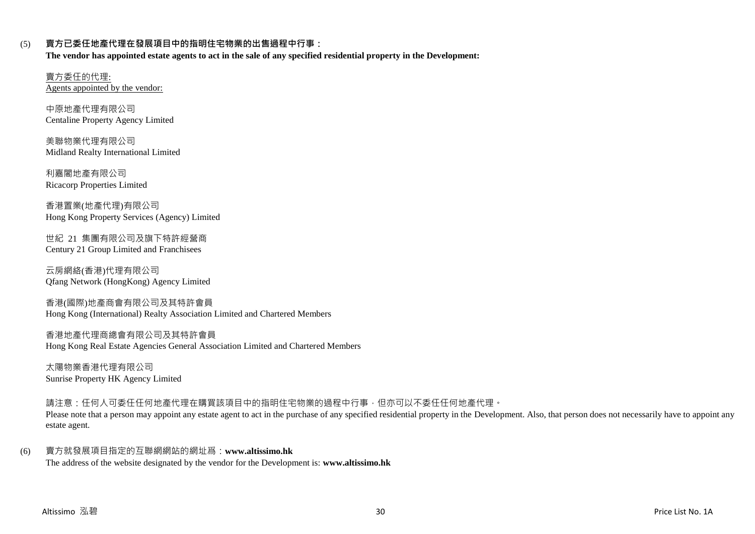(5) **賣方已委任地產代理在發展項目中的指明住宅物業的出售過程中行事：**
**The vendor has appointed estate agents to act in the sale of any specified residential property in the Development:**

<u>賣方委任的代理:</u>
<u>Agents appointed by the vendor:</u>

中原地產代理有限公司
Centaline Property Agency Limited

美聯物業代理有限公司
Midland Realty International Limited

利嘉閣地產有限公司
Ricacorp Properties Limited

香港置業(地產代理)有限公司
Hong Kong Property Services (Agency) Limited

世紀 21 集團有限公司及旗下特許經營商
Century 21 Group Limited and Franchisees

云房網絡(香港)代理有限公司
Qfang Network (HongKong) Agency Limited

香港(國際)地產商會有限公司及其特許會員
Hong Kong (International) Realty Association Limited and Chartered Members

香港地產代理商總會有限公司及其特許會員
Hong Kong Real Estate Agencies General Association Limited and Chartered Members

太陽物業香港代理有限公司
Sunrise Property HK Agency Limited

請注意：任何人可委任任何地產代理在購買該項目中的指明住宅物業的過程中行事，但亦可以不委任任何地產代理。
Please note that a person may appoint any estate agent to act in the purchase of any specified residential property in the Development. Also, that person does not necessarily have to appoint any estate agent.

(6) 賣方就發展項目指定的互聯網網站的網址爲：**www.altissimo.hk**
The address of the website designated by the vendor for the Development is: **www.altissimo.hk**